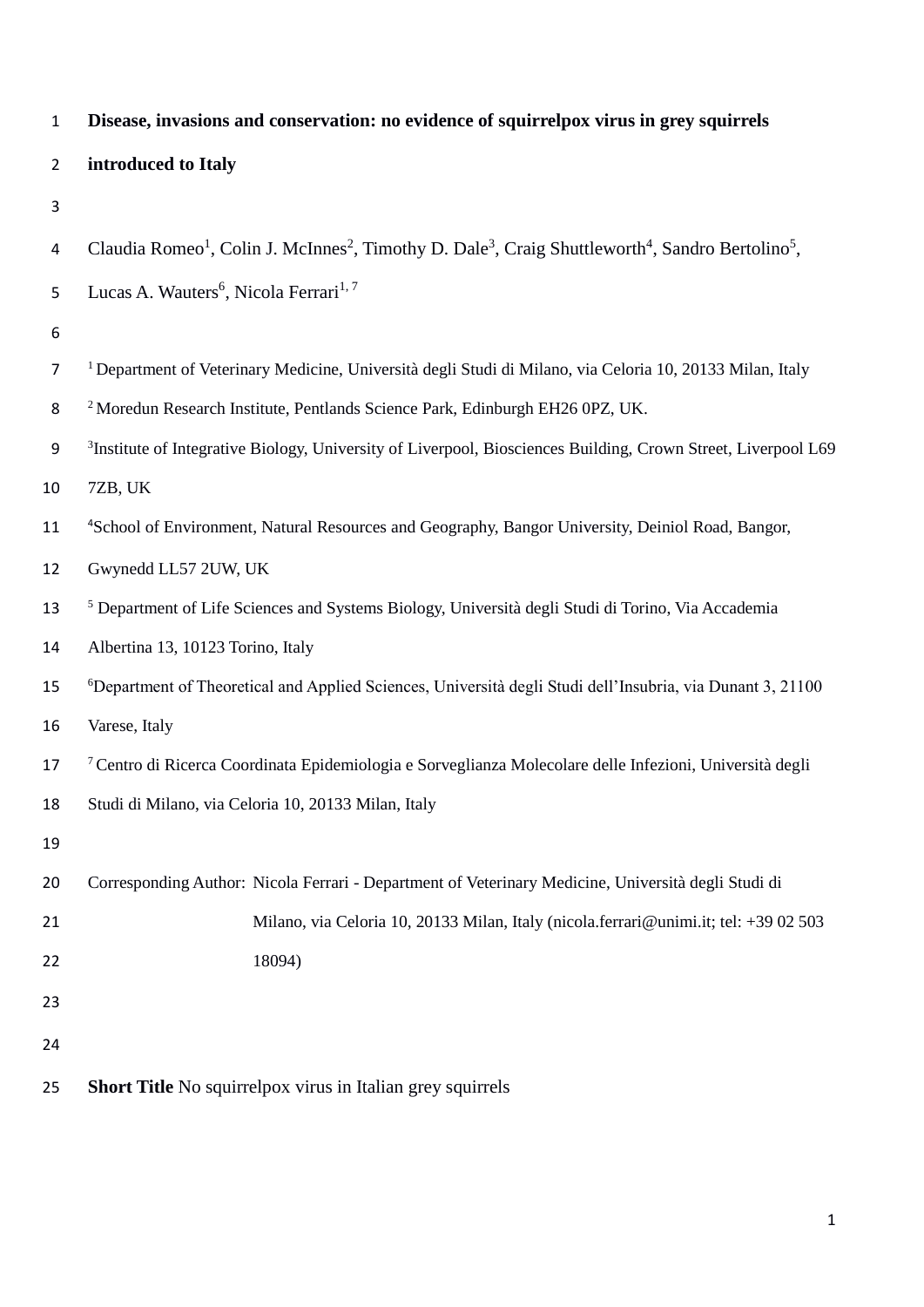# Disease, invasions and conservation: no evidence of squirrelpox virus in grey squirrels introduced to Italy

Claudia Romeo[1], Colin J. McInnes[2], Timothy D. Dale[3], Craig Shuttleworth[4], Sandro Bertolino[5], Lucas A. Wauters[6], Nicola Ferrari[1, 7]

[1] Department of Veterinary Medicine, Università degli Studi di Milano, via Celoria 10, 20133 Milan, Italy

[2] Moredun Research Institute, Pentlands Science Park, Edinburgh EH26 0PZ, UK.

[3] Institute of Integrative Biology, University of Liverpool, Biosciences Building, Crown Street, Liverpool L69 7ZB, UK

[4] School of Environment, Natural Resources and Geography, Bangor University, Deiniol Road, Bangor, Gwynedd LL57 2UW, UK

[5] Department of Life Sciences and Systems Biology, Università degli Studi di Torino, Via Accademia Albertina 13, 10123 Torino, Italy

[6] Department of Theoretical and Applied Sciences, Università degli Studi dell'Insubria, via Dunant 3, 21100 Varese, Italy

[7] Centro di Ricerca Coordinata Epidemiologia e Sorveglianza Molecolare delle Infezioni, Università degli Studi di Milano, via Celoria 10, 20133 Milan, Italy

Corresponding Author: Nicola Ferrari - Department of Veterinary Medicine, Università degli Studi di Milano, via Celoria 10, 20133 Milan, Italy (nicola.ferrari@unimi.it; tel: +39 02 503 18094)

**Short Title** No squirrelpox virus in Italian grey squirrels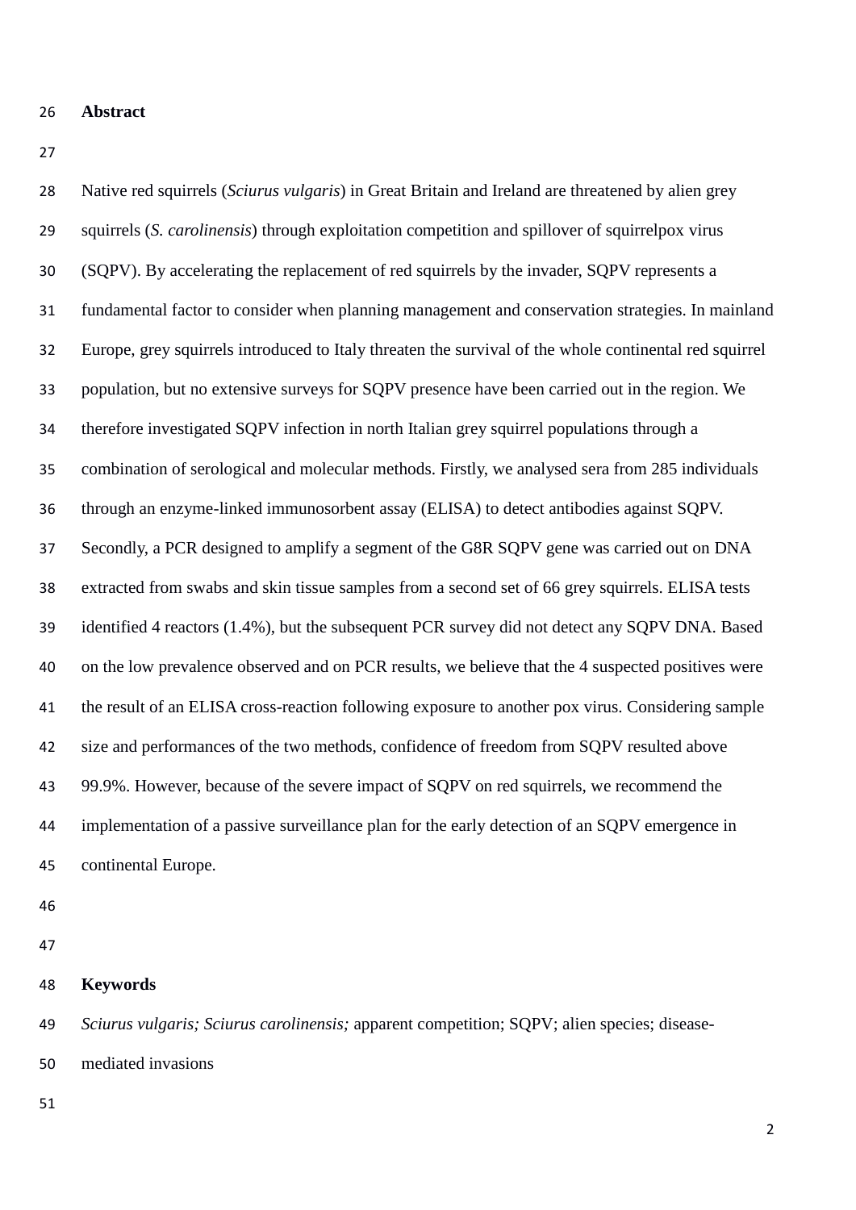## Abstract

Native red squirrels (*Sciurus vulgaris*) in Great Britain and Ireland are threatened by alien grey squirrels (*S. carolinensis*) through exploitation competition and spillover of squirrelpox virus (SQPV). By accelerating the replacement of red squirrels by the invader, SQPV represents a fundamental factor to consider when planning management and conservation strategies. In mainland Europe, grey squirrels introduced to Italy threaten the survival of the whole continental red squirrel population, but no extensive surveys for SQPV presence have been carried out in the region. We therefore investigated SQPV infection in north Italian grey squirrel populations through a combination of serological and molecular methods. Firstly, we analysed sera from 285 individuals through an enzyme-linked immunosorbent assay (ELISA) to detect antibodies against SQPV. Secondly, a PCR designed to amplify a segment of the G8R SQPV gene was carried out on DNA extracted from swabs and skin tissue samples from a second set of 66 grey squirrels. ELISA tests identified 4 reactors (1.4%), but the subsequent PCR survey did not detect any SQPV DNA. Based on the low prevalence observed and on PCR results, we believe that the 4 suspected positives were the result of an ELISA cross-reaction following exposure to another pox virus. Considering sample size and performances of the two methods, confidence of freedom from SQPV resulted above 99.9%. However, because of the severe impact of SQPV on red squirrels, we recommend the implementation of a passive surveillance plan for the early detection of an SQPV emergence in continental Europe.

## Keywords

*Sciurus vulgaris; Sciurus carolinensis;* apparent competition; SQPV; alien species; disease-mediated invasions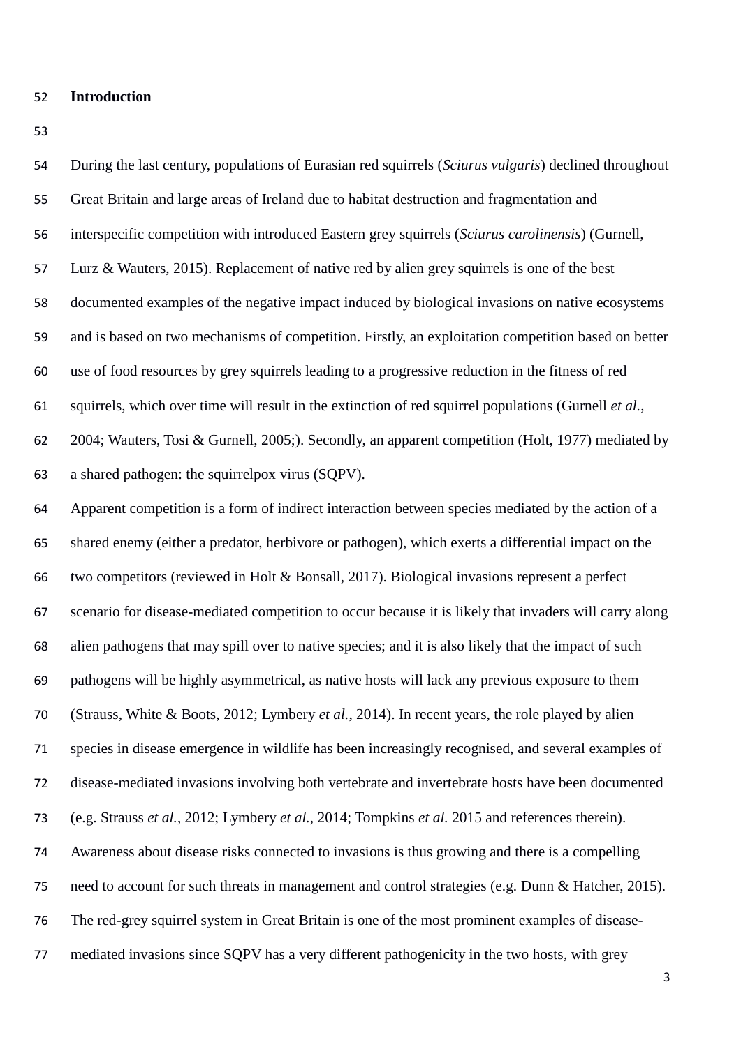## Introduction

During the last century, populations of Eurasian red squirrels (*Sciurus vulgaris*) declined throughout Great Britain and large areas of Ireland due to habitat destruction and fragmentation and interspecific competition with introduced Eastern grey squirrels (*Sciurus carolinensis*) (Gurnell, Lurz & Wauters, 2015). Replacement of native red by alien grey squirrels is one of the best documented examples of the negative impact induced by biological invasions on native ecosystems and is based on two mechanisms of competition. Firstly, an exploitation competition based on better use of food resources by grey squirrels leading to a progressive reduction in the fitness of red squirrels, which over time will result in the extinction of red squirrel populations (Gurnell *et al.*, 2004; Wauters, Tosi & Gurnell, 2005;). Secondly, an apparent competition (Holt, 1977) mediated by a shared pathogen: the squirrelpox virus (SQPV).

Apparent competition is a form of indirect interaction between species mediated by the action of a shared enemy (either a predator, herbivore or pathogen), which exerts a differential impact on the two competitors (reviewed in Holt & Bonsall, 2017). Biological invasions represent a perfect scenario for disease-mediated competition to occur because it is likely that invaders will carry along alien pathogens that may spill over to native species; and it is also likely that the impact of such pathogens will be highly asymmetrical, as native hosts will lack any previous exposure to them (Strauss, White & Boots, 2012; Lymbery *et al.*, 2014). In recent years, the role played by alien species in disease emergence in wildlife has been increasingly recognised, and several examples of disease-mediated invasions involving both vertebrate and invertebrate hosts have been documented (e.g. Strauss *et al.*, 2012; Lymbery *et al.*, 2014; Tompkins *et al.* 2015 and references therein). Awareness about disease risks connected to invasions is thus growing and there is a compelling need to account for such threats in management and control strategies (e.g. Dunn & Hatcher, 2015). The red-grey squirrel system in Great Britain is one of the most prominent examples of disease-mediated invasions since SQPV has a very different pathogenicity in the two hosts, with grey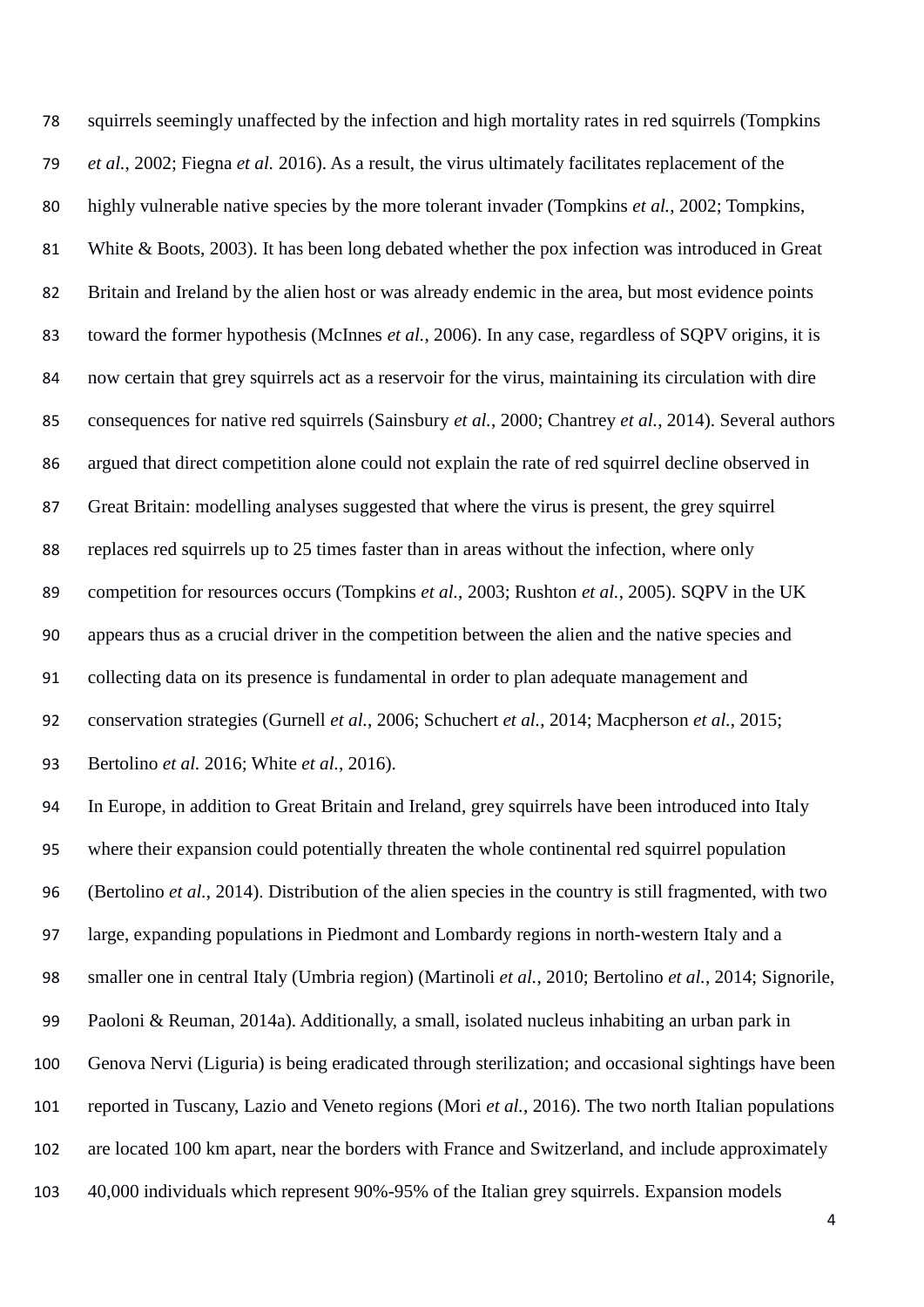squirrels seemingly unaffected by the infection and high mortality rates in red squirrels (Tompkins *et al.*, 2002; Fiegna *et al.* 2016). As a result, the virus ultimately facilitates replacement of the highly vulnerable native species by the more tolerant invader (Tompkins *et al.*, 2002; Tompkins, White & Boots, 2003). It has been long debated whether the pox infection was introduced in Great Britain and Ireland by the alien host or was already endemic in the area, but most evidence points toward the former hypothesis (McInnes *et al.*, 2006). In any case, regardless of SQPV origins, it is now certain that grey squirrels act as a reservoir for the virus, maintaining its circulation with dire consequences for native red squirrels (Sainsbury *et al.*, 2000; Chantrey *et al.*, 2014). Several authors argued that direct competition alone could not explain the rate of red squirrel decline observed in Great Britain: modelling analyses suggested that where the virus is present, the grey squirrel replaces red squirrels up to 25 times faster than in areas without the infection, where only competition for resources occurs (Tompkins *et al.*, 2003; Rushton *et al.*, 2005). SQPV in the UK appears thus as a crucial driver in the competition between the alien and the native species and collecting data on its presence is fundamental in order to plan adequate management and conservation strategies (Gurnell *et al.*, 2006; Schuchert *et al.*, 2014; Macpherson *et al.*, 2015; Bertolino *et al.* 2016; White *et al.*, 2016).

In Europe, in addition to Great Britain and Ireland, grey squirrels have been introduced into Italy where their expansion could potentially threaten the whole continental red squirrel population (Bertolino *et al.*, 2014). Distribution of the alien species in the country is still fragmented, with two large, expanding populations in Piedmont and Lombardy regions in north-western Italy and a smaller one in central Italy (Umbria region) (Martinoli *et al.*, 2010; Bertolino *et al.*, 2014; Signorile, Paoloni & Reuman, 2014a). Additionally, a small, isolated nucleus inhabiting an urban park in Genova Nervi (Liguria) is being eradicated through sterilization; and occasional sightings have been reported in Tuscany, Lazio and Veneto regions (Mori *et al.*, 2016). The two north Italian populations are located 100 km apart, near the borders with France and Switzerland, and include approximately 40,000 individuals which represent 90%-95% of the Italian grey squirrels. Expansion models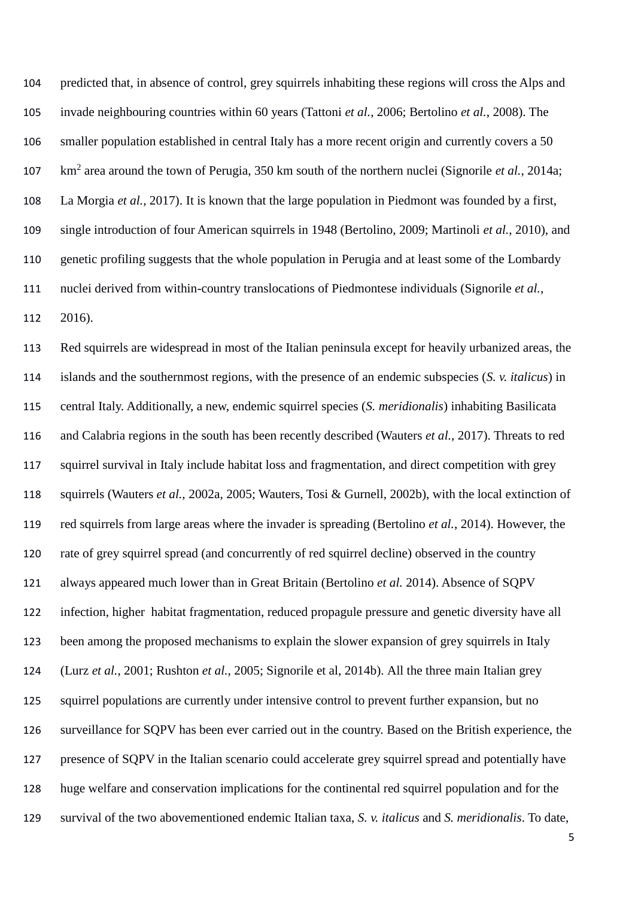predicted that, in absence of control, grey squirrels inhabiting these regions will cross the Alps and invade neighbouring countries within 60 years (Tattoni *et al.*, 2006; Bertolino *et al.*, 2008). The smaller population established in central Italy has a more recent origin and currently covers a 50 km$^2$ area around the town of Perugia, 350 km south of the northern nuclei (Signorile *et al.*, 2014a; La Morgia *et al.*, 2017). It is known that the large population in Piedmont was founded by a first, single introduction of four American squirrels in 1948 (Bertolino, 2009; Martinoli *et al.*, 2010), and genetic profiling suggests that the whole population in Perugia and at least some of the Lombardy nuclei derived from within-country translocations of Piedmontese individuals (Signorile *et al.*, 2016).

Red squirrels are widespread in most of the Italian peninsula except for heavily urbanized areas, the islands and the southernmost regions, with the presence of an endemic subspecies (*S. v. italicus*) in central Italy. Additionally, a new, endemic squirrel species (*S. meridionalis*) inhabiting Basilicata and Calabria regions in the south has been recently described (Wauters *et al.*, 2017). Threats to red squirrel survival in Italy include habitat loss and fragmentation, and direct competition with grey squirrels (Wauters *et al.*, 2002a, 2005; Wauters, Tosi & Gurnell, 2002b), with the local extinction of red squirrels from large areas where the invader is spreading (Bertolino *et al.*, 2014). However, the rate of grey squirrel spread (and concurrently of red squirrel decline) observed in the country always appeared much lower than in Great Britain (Bertolino *et al.* 2014). Absence of SQPV infection, higher habitat fragmentation, reduced propagule pressure and genetic diversity have all been among the proposed mechanisms to explain the slower expansion of grey squirrels in Italy (Lurz *et al.*, 2001; Rushton *et al.*, 2005; Signorile et al, 2014b). All the three main Italian grey squirrel populations are currently under intensive control to prevent further expansion, but no surveillance for SQPV has been ever carried out in the country. Based on the British experience, the presence of SQPV in the Italian scenario could accelerate grey squirrel spread and potentially have huge welfare and conservation implications for the continental red squirrel population and for the survival of the two abovementioned endemic Italian taxa, *S. v. italicus* and *S. meridionalis*. To date,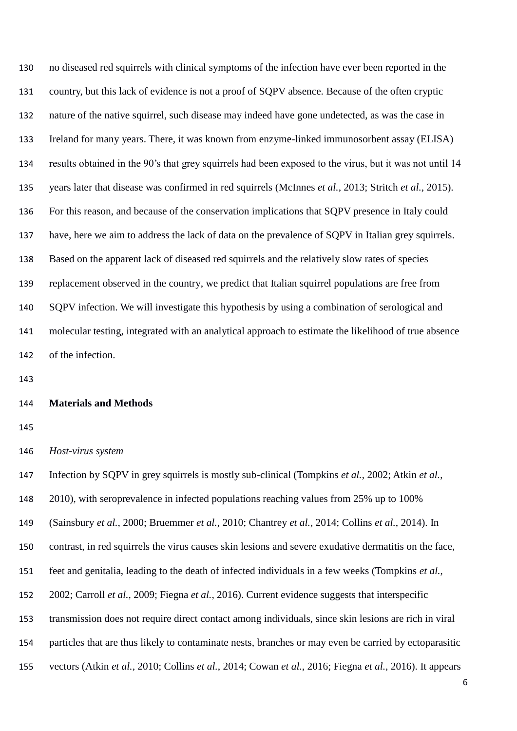no diseased red squirrels with clinical symptoms of the infection have ever been reported in the country, but this lack of evidence is not a proof of SQPV absence. Because of the often cryptic nature of the native squirrel, such disease may indeed have gone undetected, as was the case in Ireland for many years. There, it was known from enzyme-linked immunosorbent assay (ELISA) results obtained in the 90's that grey squirrels had been exposed to the virus, but it was not until 14 years later that disease was confirmed in red squirrels (McInnes *et al.*, 2013; Stritch *et al.*, 2015). For this reason, and because of the conservation implications that SQPV presence in Italy could have, here we aim to address the lack of data on the prevalence of SQPV in Italian grey squirrels. Based on the apparent lack of diseased red squirrels and the relatively slow rates of species replacement observed in the country, we predict that Italian squirrel populations are free from SQPV infection. We will investigate this hypothesis by using a combination of serological and molecular testing, integrated with an analytical approach to estimate the likelihood of true absence of the infection.

## Materials and Methods

### *Host-virus system*

Infection by SQPV in grey squirrels is mostly sub-clinical (Tompkins *et al.*, 2002; Atkin *et al.*, 2010), with seroprevalence in infected populations reaching values from 25% up to 100% (Sainsbury *et al.*, 2000; Bruemmer *et al.*, 2010; Chantrey *et al.*, 2014; Collins *et al.*, 2014). In contrast, in red squirrels the virus causes skin lesions and severe exudative dermatitis on the face, feet and genitalia, leading to the death of infected individuals in a few weeks (Tompkins *et al.*, 2002; Carroll *et al.*, 2009; Fiegna *et al.*, 2016). Current evidence suggests that interspecific transmission does not require direct contact among individuals, since skin lesions are rich in viral particles that are thus likely to contaminate nests, branches or may even be carried by ectoparasitic vectors (Atkin *et al.*, 2010; Collins *et al.*, 2014; Cowan *et al.*, 2016; Fiegna *et al.*, 2016). It appears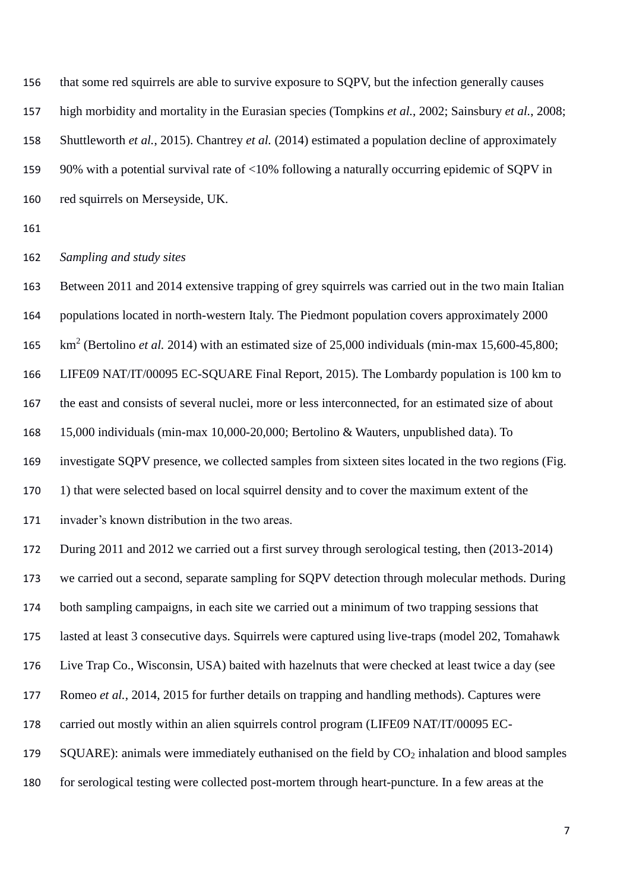that some red squirrels are able to survive exposure to SQPV, but the infection generally causes high morbidity and mortality in the Eurasian species (Tompkins *et al.*, 2002; Sainsbury *et al.*, 2008; Shuttleworth *et al.*, 2015). Chantrey *et al.* (2014) estimated a population decline of approximately 90% with a potential survival rate of <10% following a naturally occurring epidemic of SQPV in red squirrels on Merseyside, UK.

*Sampling and study sites*

Between 2011 and 2014 extensive trapping of grey squirrels was carried out in the two main Italian populations located in north-western Italy. The Piedmont population covers approximately 2000 $km^2$ (Bertolino *et al.* 2014) with an estimated size of 25,000 individuals (min-max 15,600-45,800; LIFE09 NAT/IT/00095 EC-SQUARE Final Report, 2015). The Lombardy population is 100 km to the east and consists of several nuclei, more or less interconnected, for an estimated size of about 15,000 individuals (min-max 10,000-20,000; Bertolino & Wauters, unpublished data). To investigate SQPV presence, we collected samples from sixteen sites located in the two regions (Fig. 1) that were selected based on local squirrel density and to cover the maximum extent of the invader's known distribution in the two areas.

During 2011 and 2012 we carried out a first survey through serological testing, then (2013-2014) we carried out a second, separate sampling for SQPV detection through molecular methods. During both sampling campaigns, in each site we carried out a minimum of two trapping sessions that lasted at least 3 consecutive days. Squirrels were captured using live-traps (model 202, Tomahawk Live Trap Co., Wisconsin, USA) baited with hazelnuts that were checked at least twice a day (see Romeo *et al.*, 2014, 2015 for further details on trapping and handling methods). Captures were carried out mostly within an alien squirrels control program (LIFE09 NAT/IT/00095 EC-SQUARE): animals were immediately euthanised on the field by $CO_2$ inhalation and blood samples for serological testing were collected post-mortem through heart-puncture. In a few areas at the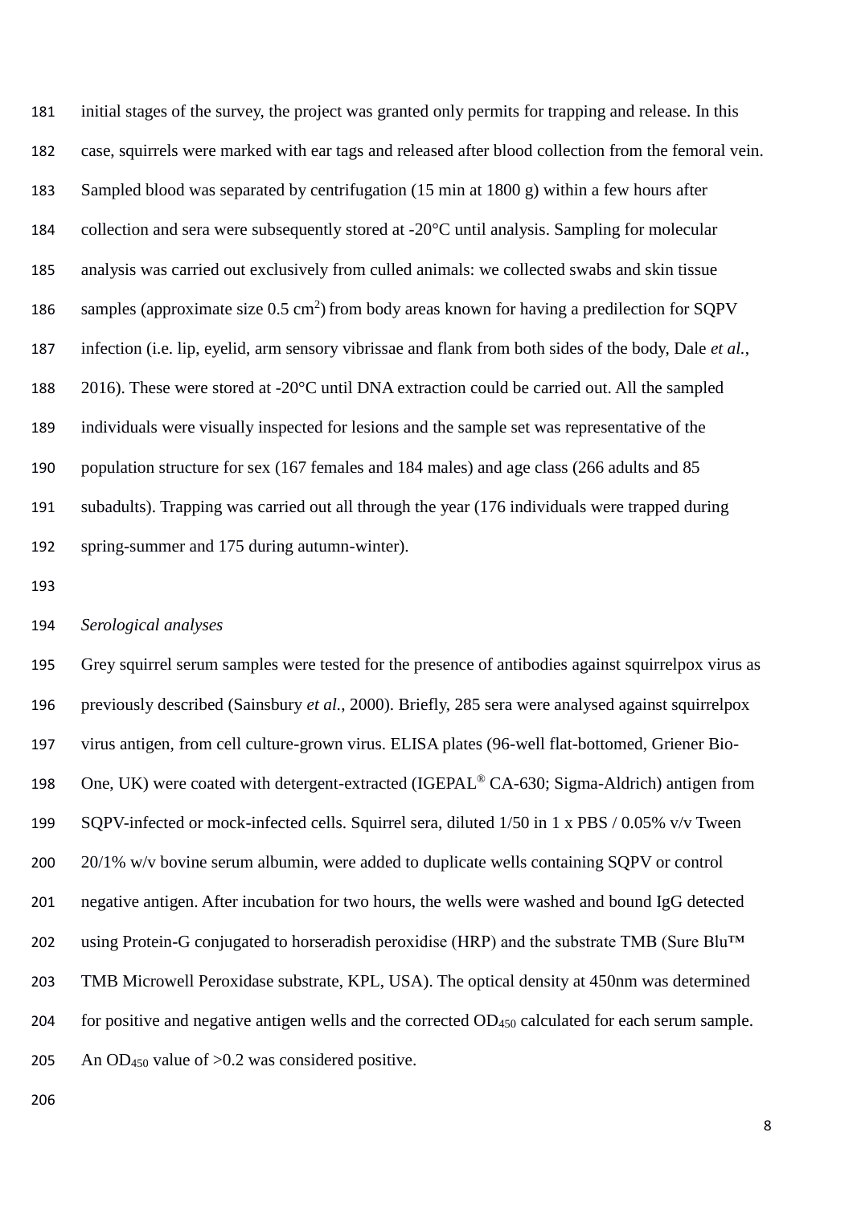initial stages of the survey, the project was granted only permits for trapping and release. In this case, squirrels were marked with ear tags and released after blood collection from the femoral vein. Sampled blood was separated by centrifugation (15 min at 1800 g) within a few hours after collection and sera were subsequently stored at -20°C until analysis. Sampling for molecular analysis was carried out exclusively from culled animals: we collected swabs and skin tissue samples (approximate size 0.5 $cm^2$) from body areas known for having a predilection for SQPV infection (i.e. lip, eyelid, arm sensory vibrissae and flank from both sides of the body, Dale *et al.*, 2016). These were stored at -20°C until DNA extraction could be carried out. All the sampled individuals were visually inspected for lesions and the sample set was representative of the population structure for sex (167 females and 184 males) and age class (266 adults and 85 subadults). Trapping was carried out all through the year (176 individuals were trapped during spring-summer and 175 during autumn-winter).

*Serological analyses*

Grey squirrel serum samples were tested for the presence of antibodies against squirrelpox virus as previously described (Sainsbury *et al.*, 2000). Briefly, 285 sera were analysed against squirrelpox virus antigen, from cell culture-grown virus. ELISA plates (96-well flat-bottomed, Griener Bio-One, UK) were coated with detergent-extracted (IGEPAL® CA-630; Sigma-Aldrich) antigen from SQPV-infected or mock-infected cells. Squirrel sera, diluted 1/50 in 1 x PBS / 0.05% v/v Tween 20/1% w/v bovine serum albumin, were added to duplicate wells containing SQPV or control negative antigen. After incubation for two hours, the wells were washed and bound IgG detected using Protein-G conjugated to horseradish peroxidise (HRP) and the substrate TMB (Sure Blu™ TMB Microwell Peroxidase substrate, KPL, USA). The optical density at 450nm was determined for positive and negative antigen wells and the corrected $OD_{450}$ calculated for each serum sample. An $OD_{450}$ value of >0.2 was considered positive.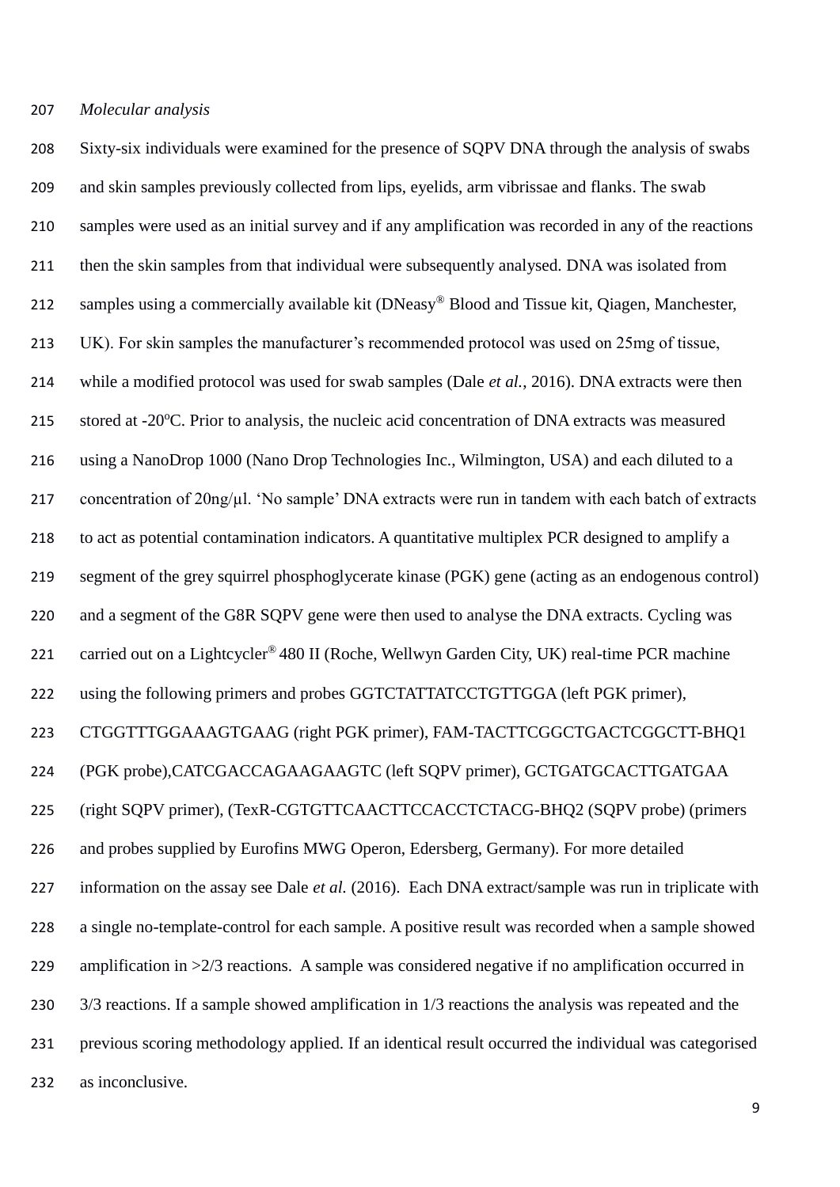*Molecular analysis*

Sixty-six individuals were examined for the presence of SQPV DNA through the analysis of swabs and skin samples previously collected from lips, eyelids, arm vibrissae and flanks. The swab samples were used as an initial survey and if any amplification was recorded in any of the reactions then the skin samples from that individual were subsequently analysed. DNA was isolated from samples using a commercially available kit (DNeasy® Blood and Tissue kit, Qiagen, Manchester, UK). For skin samples the manufacturer's recommended protocol was used on 25mg of tissue, while a modified protocol was used for swab samples (Dale *et al.*, 2016). DNA extracts were then stored at -20°C. Prior to analysis, the nucleic acid concentration of DNA extracts was measured using a NanoDrop 1000 (Nano Drop Technologies Inc., Wilmington, USA) and each diluted to a concentration of 20ng/μl. 'No sample' DNA extracts were run in tandem with each batch of extracts to act as potential contamination indicators. A quantitative multiplex PCR designed to amplify a segment of the grey squirrel phosphoglycerate kinase (PGK) gene (acting as an endogenous control) and a segment of the G8R SQPV gene were then used to analyse the DNA extracts. Cycling was carried out on a Lightcycler® 480 II (Roche, Wellwyn Garden City, UK) real-time PCR machine using the following primers and probes GGTCTATTATCCTGTTGGA (left PGK primer), CTGGTTTGGAAAGTGAAG (right PGK primer), FAM-TACTTCGGCTGACTCGGCTT-BHQ1 (PGK probe),CATCGACCAGAAGAAGTC (left SQPV primer), GCTGATGCACTTGATGAA (right SQPV primer), (TexR-CGTGTTCAACTTCCACCTCTACG-BHQ2 (SQPV probe) (primers and probes supplied by Eurofins MWG Operon, Edersberg, Germany). For more detailed information on the assay see Dale *et al.* (2016). Each DNA extract/sample was run in triplicate with a single no-template-control for each sample. A positive result was recorded when a sample showed amplification in >2/3 reactions. A sample was considered negative if no amplification occurred in 3/3 reactions. If a sample showed amplification in 1/3 reactions the analysis was repeated and the previous scoring methodology applied. If an identical result occurred the individual was categorised as inconclusive.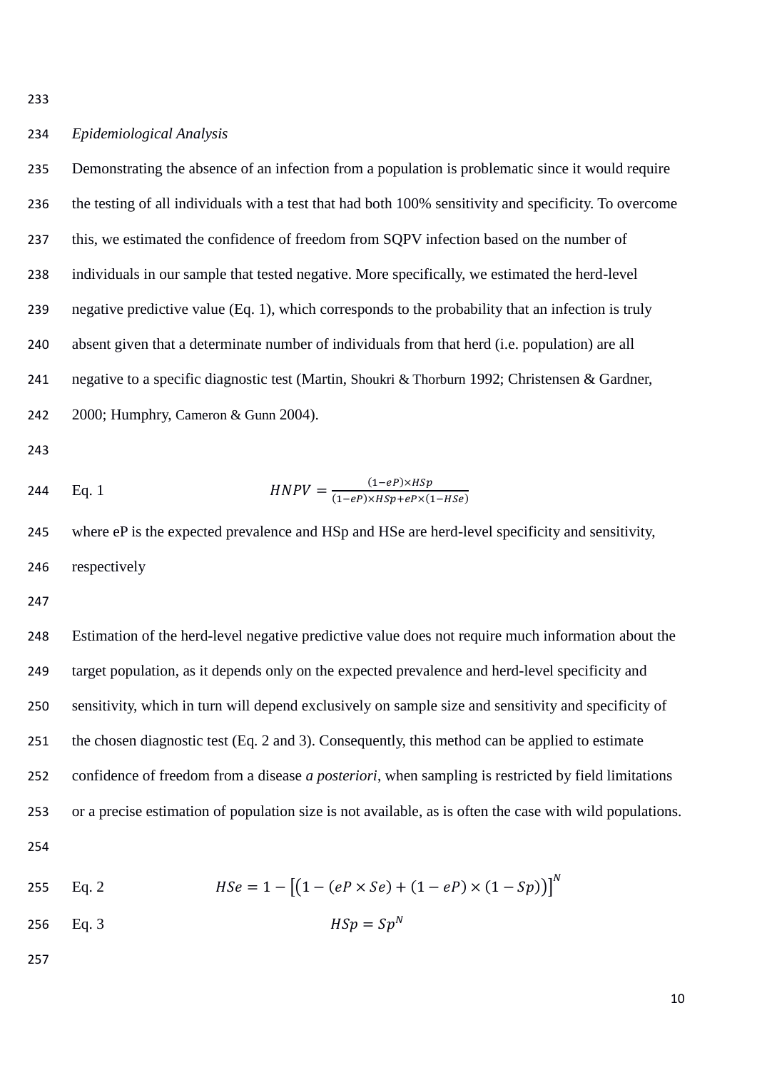*Epidemiological Analysis*

Demonstrating the absence of an infection from a population is problematic since it would require the testing of all individuals with a test that had both 100% sensitivity and specificity. To overcome this, we estimated the confidence of freedom from SQPV infection based on the number of individuals in our sample that tested negative. More specifically, we estimated the herd-level negative predictive value (Eq. 1), which corresponds to the probability that an infection is truly absent given that a determinate number of individuals from that herd (i.e. population) are all negative to a specific diagnostic test (Martin, Shoukri & Thorburn 1992; Christensen & Gardner, 2000; Humphry, Cameron & Gunn 2004).

Eq. 1 $$HNPV = \frac{(1-eP)\times HSp}{(1-eP)\times HSp + eP\times(1-HSe)}$$

where eP is the expected prevalence and HSp and HSe are herd-level specificity and sensitivity, respectively

Estimation of the herd-level negative predictive value does not require much information about the target population, as it depends only on the expected prevalence and herd-level specificity and sensitivity, which in turn will depend exclusively on sample size and sensitivity and specificity of the chosen diagnostic test (Eq. 2 and 3). Consequently, this method can be applied to estimate confidence of freedom from a disease *a posteriori*, when sampling is restricted by field limitations or a precise estimation of population size is not available, as is often the case with wild populations.

Eq. 2 $$HSe = 1 - \left[\left(1 - (eP \times Se) + (1 - eP) \times (1 - Sp)\right)\right]^N$$

Eq. 3 $$HSp = Sp^N$$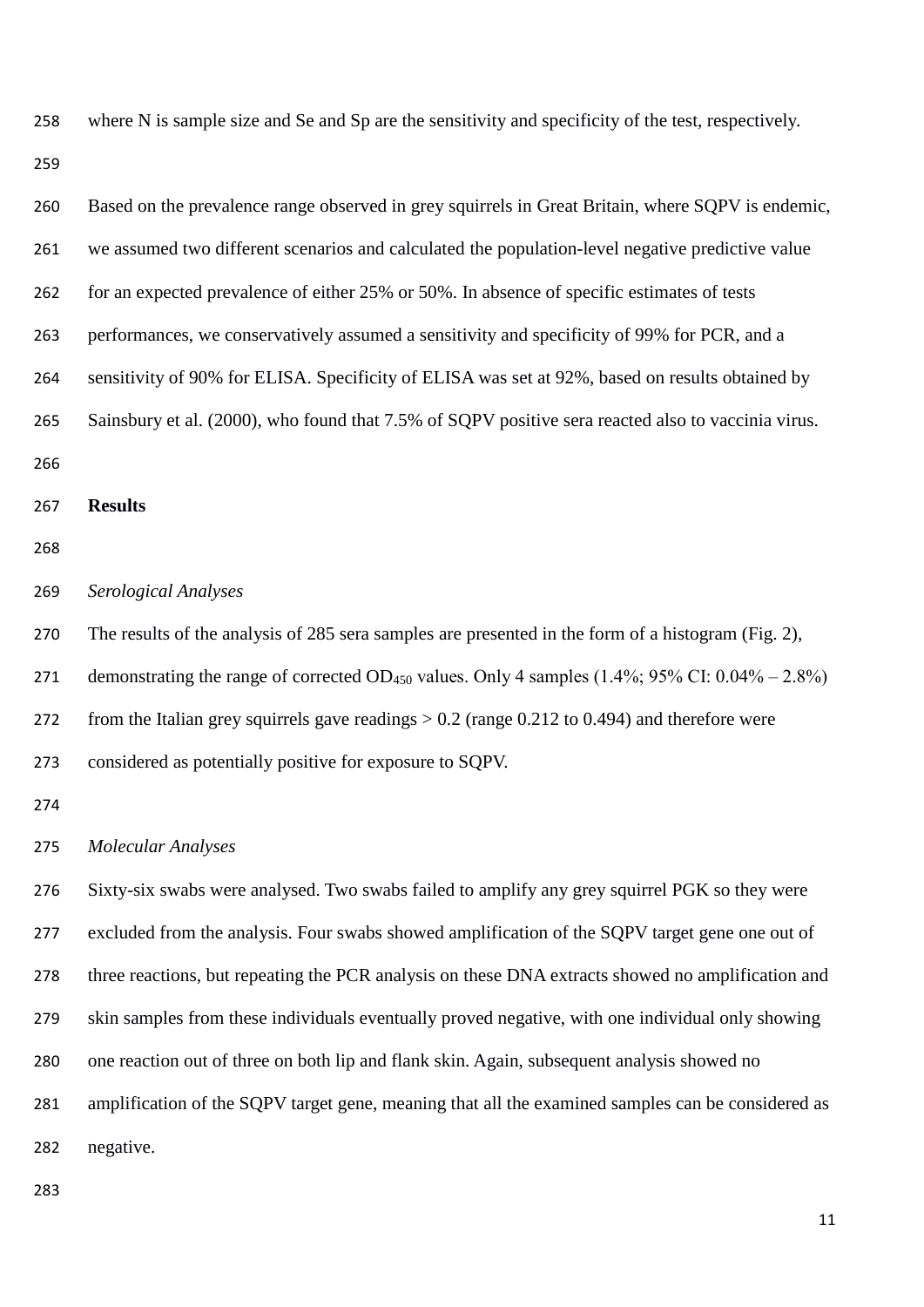where N is sample size and Se and Sp are the sensitivity and specificity of the test, respectively.

Based on the prevalence range observed in grey squirrels in Great Britain, where SQPV is endemic, we assumed two different scenarios and calculated the population-level negative predictive value for an expected prevalence of either 25% or 50%. In absence of specific estimates of tests performances, we conservatively assumed a sensitivity and specificity of 99% for PCR, and a sensitivity of 90% for ELISA. Specificity of ELISA was set at 92%, based on results obtained by Sainsbury et al. (2000), who found that 7.5% of SQPV positive sera reacted also to vaccinia virus.

## Results

### *Serological Analyses*

The results of the analysis of 285 sera samples are presented in the form of a histogram (Fig. 2), demonstrating the range of corrected $OD_{450}$ values. Only 4 samples (1.4%; 95% CI: 0.04% – 2.8%) from the Italian grey squirrels gave readings > 0.2 (range 0.212 to 0.494) and therefore were considered as potentially positive for exposure to SQPV.

### *Molecular Analyses*

Sixty-six swabs were analysed. Two swabs failed to amplify any grey squirrel PGK so they were excluded from the analysis. Four swabs showed amplification of the SQPV target gene one out of three reactions, but repeating the PCR analysis on these DNA extracts showed no amplification and skin samples from these individuals eventually proved negative, with one individual only showing one reaction out of three on both lip and flank skin. Again, subsequent analysis showed no amplification of the SQPV target gene, meaning that all the examined samples can be considered as negative.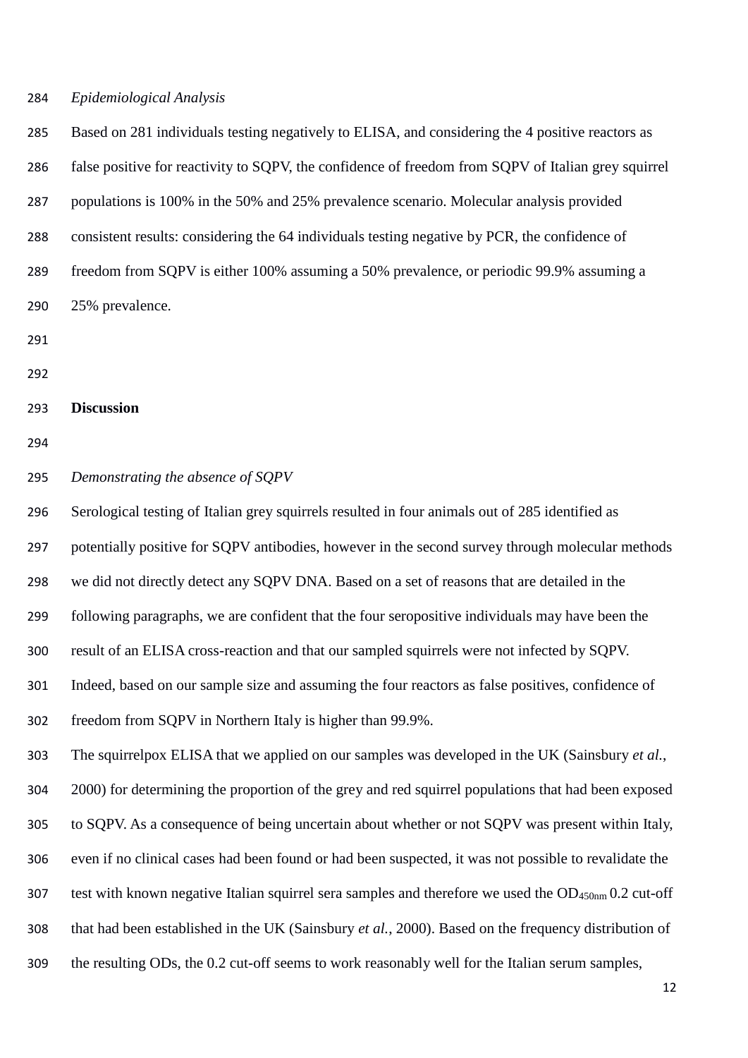*Epidemiological Analysis*

Based on 281 individuals testing negatively to ELISA, and considering the 4 positive reactors as false positive for reactivity to SQPV, the confidence of freedom from SQPV of Italian grey squirrel populations is 100% in the 50% and 25% prevalence scenario. Molecular analysis provided consistent results: considering the 64 individuals testing negative by PCR, the confidence of freedom from SQPV is either 100% assuming a 50% prevalence, or periodic 99.9% assuming a 25% prevalence.

## Discussion

*Demonstrating the absence of SQPV*

Serological testing of Italian grey squirrels resulted in four animals out of 285 identified as potentially positive for SQPV antibodies, however in the second survey through molecular methods we did not directly detect any SQPV DNA. Based on a set of reasons that are detailed in the following paragraphs, we are confident that the four seropositive individuals may have been the result of an ELISA cross-reaction and that our sampled squirrels were not infected by SQPV. Indeed, based on our sample size and assuming the four reactors as false positives, confidence of freedom from SQPV in Northern Italy is higher than 99.9%.

The squirrelpox ELISA that we applied on our samples was developed in the UK (Sainsbury *et al.*, 2000) for determining the proportion of the grey and red squirrel populations that had been exposed to SQPV. As a consequence of being uncertain about whether or not SQPV was present within Italy, even if no clinical cases had been found or had been suspected, it was not possible to revalidate the test with known negative Italian squirrel sera samples and therefore we used the $OD_{450nm}$ 0.2 cut-off that had been established in the UK (Sainsbury *et al.*, 2000). Based on the frequency distribution of the resulting ODs, the 0.2 cut-off seems to work reasonably well for the Italian serum samples,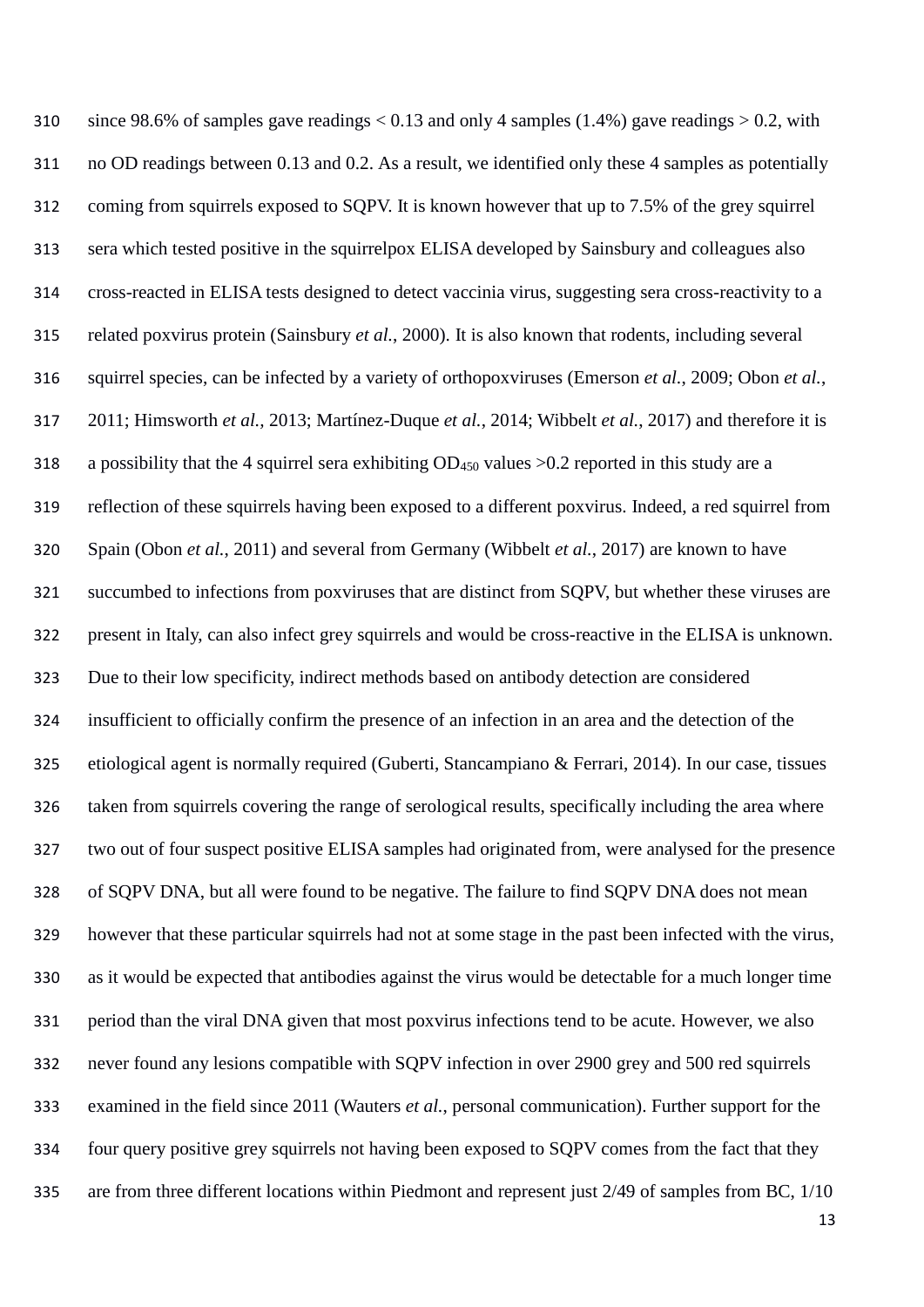since 98.6% of samples gave readings < 0.13 and only 4 samples (1.4%) gave readings > 0.2, with no OD readings between 0.13 and 0.2. As a result, we identified only these 4 samples as potentially coming from squirrels exposed to SQPV. It is known however that up to 7.5% of the grey squirrel sera which tested positive in the squirrelpox ELISA developed by Sainsbury and colleagues also cross-reacted in ELISA tests designed to detect vaccinia virus, suggesting sera cross-reactivity to a related poxvirus protein (Sainsbury *et al.*, 2000). It is also known that rodents, including several squirrel species, can be infected by a variety of orthopoxviruses (Emerson *et al.*, 2009; Obon *et al.*, 2011; Himsworth *et al.*, 2013; Martínez-Duque *et al.*, 2014; Wibbelt *et al.*, 2017) and therefore it is a possibility that the 4 squirrel sera exhibiting $OD_{450}$ values >0.2 reported in this study are a reflection of these squirrels having been exposed to a different poxvirus. Indeed, a red squirrel from Spain (Obon *et al.*, 2011) and several from Germany (Wibbelt *et al.*, 2017) are known to have succumbed to infections from poxviruses that are distinct from SQPV, but whether these viruses are present in Italy, can also infect grey squirrels and would be cross-reactive in the ELISA is unknown. Due to their low specificity, indirect methods based on antibody detection are considered insufficient to officially confirm the presence of an infection in an area and the detection of the etiological agent is normally required (Guberti, Stancampiano & Ferrari, 2014). In our case, tissues taken from squirrels covering the range of serological results, specifically including the area where two out of four suspect positive ELISA samples had originated from, were analysed for the presence of SQPV DNA, but all were found to be negative. The failure to find SQPV DNA does not mean however that these particular squirrels had not at some stage in the past been infected with the virus, as it would be expected that antibodies against the virus would be detectable for a much longer time period than the viral DNA given that most poxvirus infections tend to be acute. However, we also never found any lesions compatible with SQPV infection in over 2900 grey and 500 red squirrels examined in the field since 2011 (Wauters *et al.*, personal communication). Further support for the four query positive grey squirrels not having been exposed to SQPV comes from the fact that they are from three different locations within Piedmont and represent just 2/49 of samples from BC, 1/10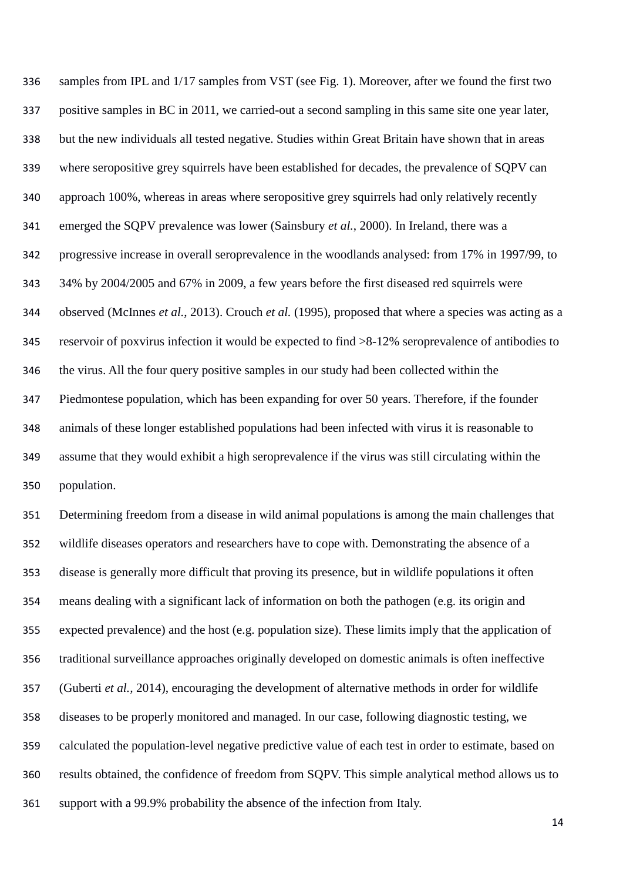samples from IPL and 1/17 samples from VST (see Fig. 1). Moreover, after we found the first two positive samples in BC in 2011, we carried-out a second sampling in this same site one year later, but the new individuals all tested negative. Studies within Great Britain have shown that in areas where seropositive grey squirrels have been established for decades, the prevalence of SQPV can approach 100%, whereas in areas where seropositive grey squirrels had only relatively recently emerged the SQPV prevalence was lower (Sainsbury *et al.*, 2000). In Ireland, there was a progressive increase in overall seroprevalence in the woodlands analysed: from 17% in 1997/99, to 34% by 2004/2005 and 67% in 2009, a few years before the first diseased red squirrels were observed (McInnes *et al.*, 2013). Crouch *et al.* (1995), proposed that where a species was acting as a reservoir of poxvirus infection it would be expected to find >8-12% seroprevalence of antibodies to the virus. All the four query positive samples in our study had been collected within the Piedmontese population, which has been expanding for over 50 years. Therefore, if the founder animals of these longer established populations had been infected with virus it is reasonable to assume that they would exhibit a high seroprevalence if the virus was still circulating within the population.

Determining freedom from a disease in wild animal populations is among the main challenges that wildlife diseases operators and researchers have to cope with. Demonstrating the absence of a disease is generally more difficult that proving its presence, but in wildlife populations it often means dealing with a significant lack of information on both the pathogen (e.g. its origin and expected prevalence) and the host (e.g. population size). These limits imply that the application of traditional surveillance approaches originally developed on domestic animals is often ineffective (Guberti *et al.*, 2014), encouraging the development of alternative methods in order for wildlife diseases to be properly monitored and managed. In our case, following diagnostic testing, we calculated the population-level negative predictive value of each test in order to estimate, based on results obtained, the confidence of freedom from SQPV. This simple analytical method allows us to support with a 99.9% probability the absence of the infection from Italy.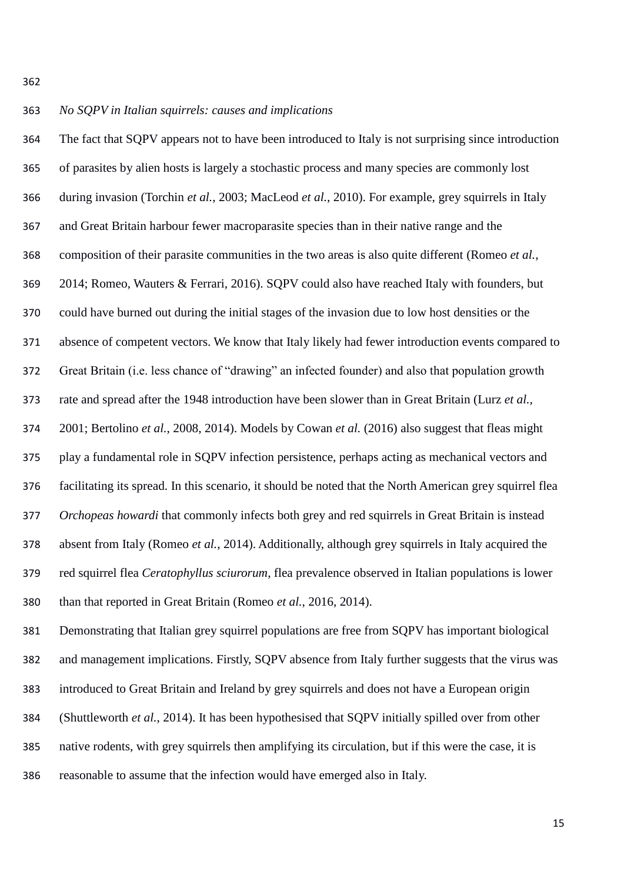*No SQPV in Italian squirrels: causes and implications*

The fact that SQPV appears not to have been introduced to Italy is not surprising since introduction of parasites by alien hosts is largely a stochastic process and many species are commonly lost during invasion (Torchin *et al.*, 2003; MacLeod *et al.*, 2010). For example, grey squirrels in Italy and Great Britain harbour fewer macroparasite species than in their native range and the composition of their parasite communities in the two areas is also quite different (Romeo *et al.*, 2014; Romeo, Wauters & Ferrari, 2016). SQPV could also have reached Italy with founders, but could have burned out during the initial stages of the invasion due to low host densities or the absence of competent vectors. We know that Italy likely had fewer introduction events compared to Great Britain (i.e. less chance of "drawing" an infected founder) and also that population growth rate and spread after the 1948 introduction have been slower than in Great Britain (Lurz *et al.*, 2001; Bertolino *et al.*, 2008, 2014). Models by Cowan *et al.* (2016) also suggest that fleas might play a fundamental role in SQPV infection persistence, perhaps acting as mechanical vectors and facilitating its spread. In this scenario, it should be noted that the North American grey squirrel flea *Orchopeas howardi* that commonly infects both grey and red squirrels in Great Britain is instead absent from Italy (Romeo *et al.*, 2014). Additionally, although grey squirrels in Italy acquired the red squirrel flea *Ceratophyllus sciurorum*, flea prevalence observed in Italian populations is lower than that reported in Great Britain (Romeo *et al.*, 2016, 2014).

Demonstrating that Italian grey squirrel populations are free from SQPV has important biological and management implications. Firstly, SQPV absence from Italy further suggests that the virus was introduced to Great Britain and Ireland by grey squirrels and does not have a European origin (Shuttleworth *et al.*, 2014). It has been hypothesised that SQPV initially spilled over from other native rodents, with grey squirrels then amplifying its circulation, but if this were the case, it is reasonable to assume that the infection would have emerged also in Italy.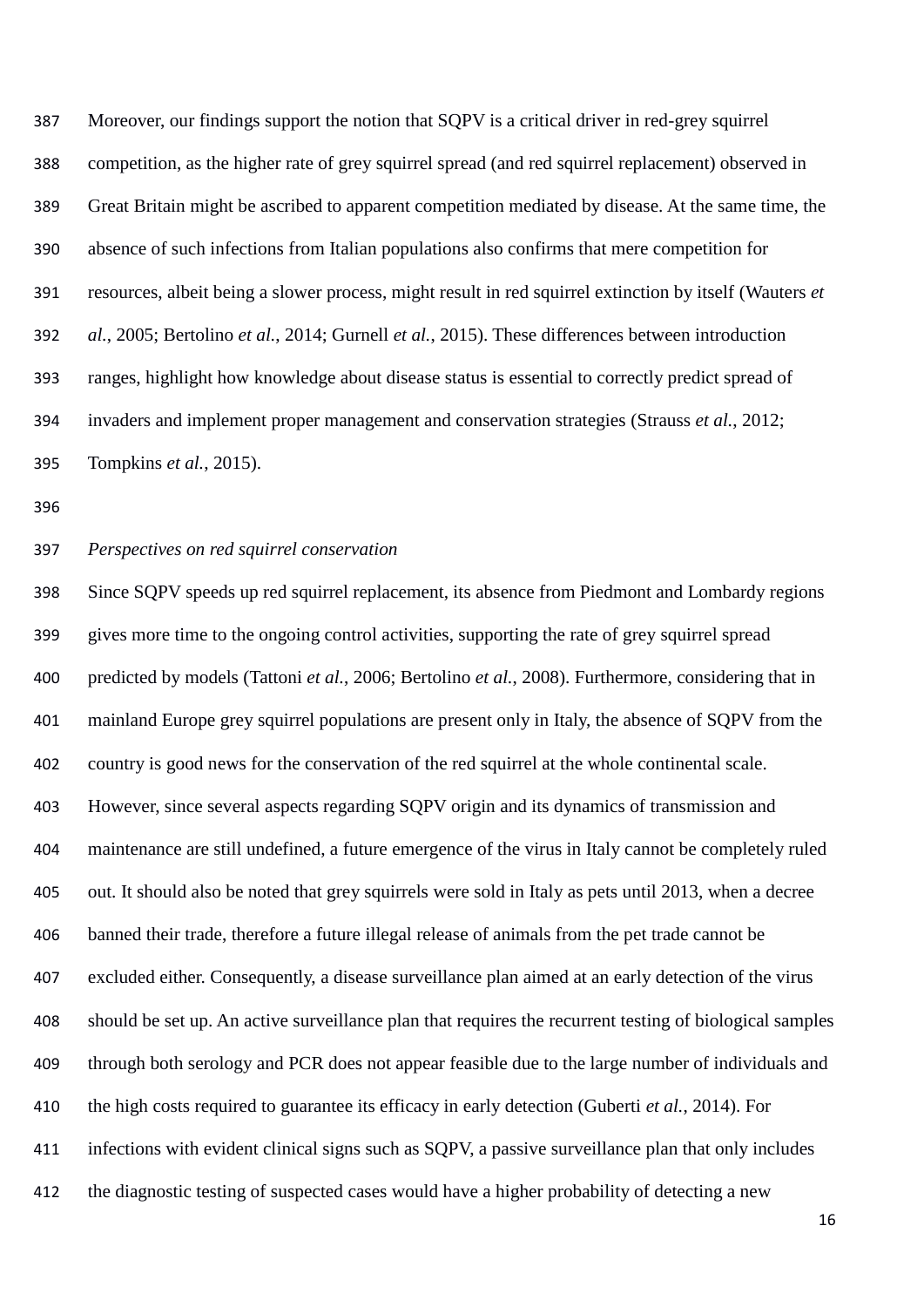Moreover, our findings support the notion that SQPV is a critical driver in red-grey squirrel competition, as the higher rate of grey squirrel spread (and red squirrel replacement) observed in Great Britain might be ascribed to apparent competition mediated by disease. At the same time, the absence of such infections from Italian populations also confirms that mere competition for resources, albeit being a slower process, might result in red squirrel extinction by itself (Wauters *et al.*, 2005; Bertolino *et al.*, 2014; Gurnell *et al.*, 2015). These differences between introduction ranges, highlight how knowledge about disease status is essential to correctly predict spread of invaders and implement proper management and conservation strategies (Strauss *et al.*, 2012; Tompkins *et al.*, 2015).

*Perspectives on red squirrel conservation*

Since SQPV speeds up red squirrel replacement, its absence from Piedmont and Lombardy regions gives more time to the ongoing control activities, supporting the rate of grey squirrel spread predicted by models (Tattoni *et al.*, 2006; Bertolino *et al.*, 2008). Furthermore, considering that in mainland Europe grey squirrel populations are present only in Italy, the absence of SQPV from the country is good news for the conservation of the red squirrel at the whole continental scale. However, since several aspects regarding SQPV origin and its dynamics of transmission and maintenance are still undefined, a future emergence of the virus in Italy cannot be completely ruled out. It should also be noted that grey squirrels were sold in Italy as pets until 2013, when a decree banned their trade, therefore a future illegal release of animals from the pet trade cannot be excluded either. Consequently, a disease surveillance plan aimed at an early detection of the virus should be set up. An active surveillance plan that requires the recurrent testing of biological samples through both serology and PCR does not appear feasible due to the large number of individuals and the high costs required to guarantee its efficacy in early detection (Guberti *et al.*, 2014). For infections with evident clinical signs such as SQPV, a passive surveillance plan that only includes the diagnostic testing of suspected cases would have a higher probability of detecting a new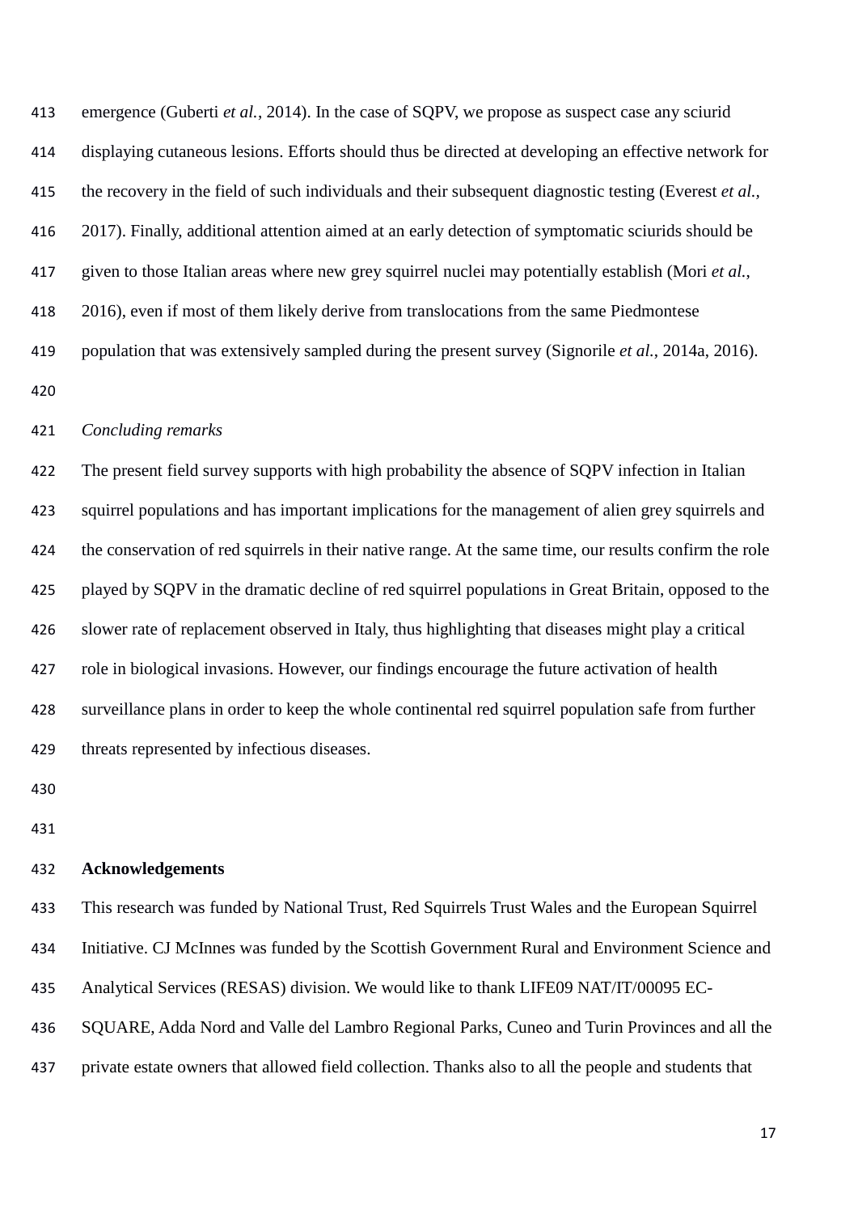emergence (Guberti *et al.*, 2014). In the case of SQPV, we propose as suspect case any sciurid displaying cutaneous lesions. Efforts should thus be directed at developing an effective network for the recovery in the field of such individuals and their subsequent diagnostic testing (Everest *et al.*, 2017). Finally, additional attention aimed at an early detection of symptomatic sciurids should be given to those Italian areas where new grey squirrel nuclei may potentially establish (Mori *et al.*, 2016), even if most of them likely derive from translocations from the same Piedmontese population that was extensively sampled during the present survey (Signorile *et al.*, 2014a, 2016).

*Concluding remarks*

The present field survey supports with high probability the absence of SQPV infection in Italian squirrel populations and has important implications for the management of alien grey squirrels and the conservation of red squirrels in their native range. At the same time, our results confirm the role played by SQPV in the dramatic decline of red squirrel populations in Great Britain, opposed to the slower rate of replacement observed in Italy, thus highlighting that diseases might play a critical role in biological invasions. However, our findings encourage the future activation of health surveillance plans in order to keep the whole continental red squirrel population safe from further threats represented by infectious diseases.

**Acknowledgements**

This research was funded by National Trust, Red Squirrels Trust Wales and the European Squirrel Initiative. CJ McInnes was funded by the Scottish Government Rural and Environment Science and Analytical Services (RESAS) division. We would like to thank LIFE09 NAT/IT/00095 EC-SQUARE, Adda Nord and Valle del Lambro Regional Parks, Cuneo and Turin Provinces and all the private estate owners that allowed field collection. Thanks also to all the people and students that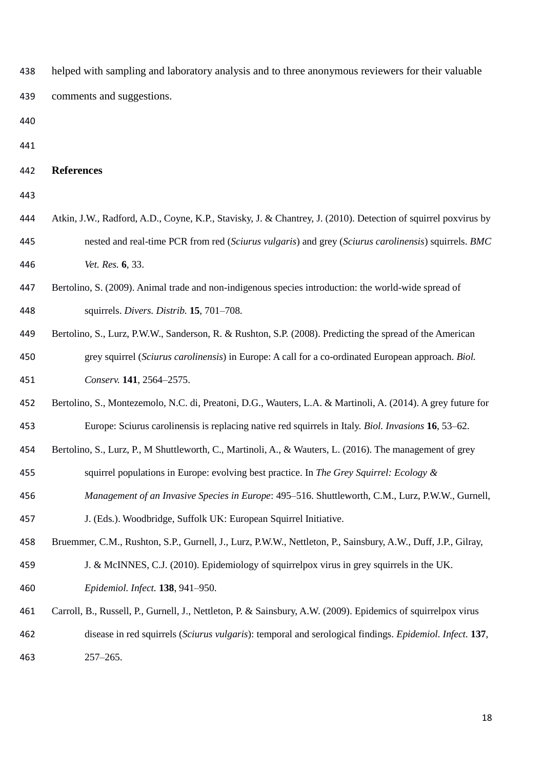helped with sampling and laboratory analysis and to three anonymous reviewers for their valuable comments and suggestions.

## References

Atkin, J.W., Radford, A.D., Coyne, K.P., Stavisky, J. & Chantrey, J. (2010). Detection of squirrel poxvirus by nested and real-time PCR from red (*Sciurus vulgaris*) and grey (*Sciurus carolinensis*) squirrels. *BMC Vet. Res.* **6**, 33.

Bertolino, S. (2009). Animal trade and non-indigenous species introduction: the world-wide spread of squirrels. *Divers. Distrib.* **15**, 701–708.

Bertolino, S., Lurz, P.W.W., Sanderson, R. & Rushton, S.P. (2008). Predicting the spread of the American grey squirrel (*Sciurus carolinensis*) in Europe: A call for a co-ordinated European approach. *Biol. Conserv.* **141**, 2564–2575.

Bertolino, S., Montezemolo, N.C. di, Preatoni, D.G., Wauters, L.A. & Martinoli, A. (2014). A grey future for Europe: Sciurus carolinensis is replacing native red squirrels in Italy. *Biol. Invasions* **16**, 53–62.

Bertolino, S., Lurz, P., M Shuttleworth, C., Martinoli, A., & Wauters, L. (2016). The management of grey squirrel populations in Europe: evolving best practice. In *The Grey Squirrel: Ecology & Management of an Invasive Species in Europe*: 495–516. Shuttleworth, C.M., Lurz, P.W.W., Gurnell, J. (Eds.). Woodbridge, Suffolk UK: European Squirrel Initiative.

Bruemmer, C.M., Rushton, S.P., Gurnell, J., Lurz, P.W.W., Nettleton, P., Sainsbury, A.W., Duff, J.P., Gilray, J. & McINNES, C.J. (2010). Epidemiology of squirrelpox virus in grey squirrels in the UK. *Epidemiol. Infect.* **138**, 941–950.

Carroll, B., Russell, P., Gurnell, J., Nettleton, P. & Sainsbury, A.W. (2009). Epidemics of squirrelpox virus disease in red squirrels (*Sciurus vulgaris*): temporal and serological findings. *Epidemiol. Infect.* **137**, 257–265.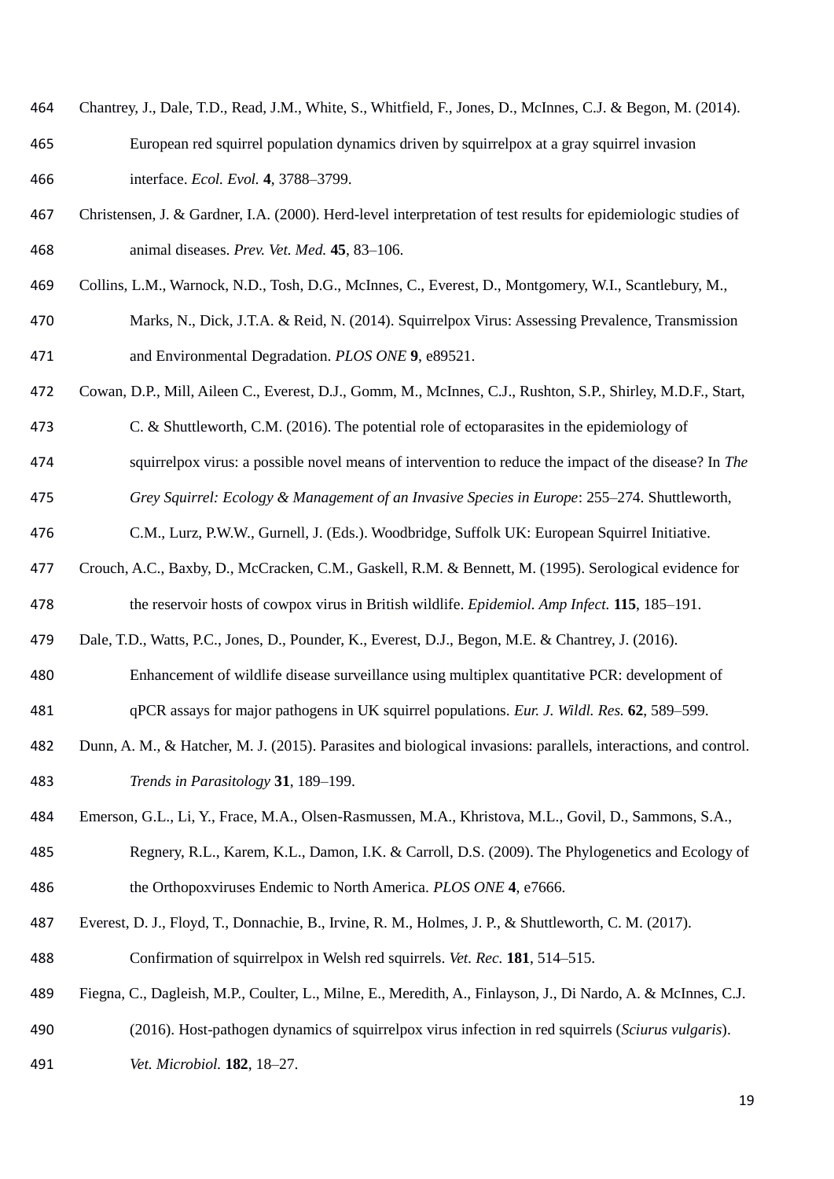Chantrey, J., Dale, T.D., Read, J.M., White, S., Whitfield, F., Jones, D., McInnes, C.J. & Begon, M. (2014). European red squirrel population dynamics driven by squirrelpox at a gray squirrel invasion interface. *Ecol. Evol.* **4**, 3788–3799.

Christensen, J. & Gardner, I.A. (2000). Herd-level interpretation of test results for epidemiologic studies of animal diseases. *Prev. Vet. Med.* **45**, 83–106.

Collins, L.M., Warnock, N.D., Tosh, D.G., McInnes, C., Everest, D., Montgomery, W.I., Scantlebury, M., Marks, N., Dick, J.T.A. & Reid, N. (2014). Squirrelpox Virus: Assessing Prevalence, Transmission and Environmental Degradation. *PLOS ONE* **9**, e89521.

Cowan, D.P., Mill, Aileen C., Everest, D.J., Gomm, M., McInnes, C.J., Rushton, S.P., Shirley, M.D.F., Start, C. & Shuttleworth, C.M. (2016). The potential role of ectoparasites in the epidemiology of squirrelpox virus: a possible novel means of intervention to reduce the impact of the disease? In *The Grey Squirrel: Ecology & Management of an Invasive Species in Europe*: 255–274. Shuttleworth, C.M., Lurz, P.W.W., Gurnell, J. (Eds.). Woodbridge, Suffolk UK: European Squirrel Initiative.

Crouch, A.C., Baxby, D., McCracken, C.M., Gaskell, R.M. & Bennett, M. (1995). Serological evidence for the reservoir hosts of cowpox virus in British wildlife. *Epidemiol. Amp Infect.* **115**, 185–191.

Dale, T.D., Watts, P.C., Jones, D., Pounder, K., Everest, D.J., Begon, M.E. & Chantrey, J. (2016). Enhancement of wildlife disease surveillance using multiplex quantitative PCR: development of qPCR assays for major pathogens in UK squirrel populations. *Eur. J. Wildl. Res.* **62**, 589–599.

Dunn, A. M., & Hatcher, M. J. (2015). Parasites and biological invasions: parallels, interactions, and control. *Trends in Parasitology* **31**, 189–199.

Emerson, G.L., Li, Y., Frace, M.A., Olsen-Rasmussen, M.A., Khristova, M.L., Govil, D., Sammons, S.A., Regnery, R.L., Karem, K.L., Damon, I.K. & Carroll, D.S. (2009). The Phylogenetics and Ecology of the Orthopoxviruses Endemic to North America. *PLOS ONE* **4**, e7666.

Everest, D. J., Floyd, T., Donnachie, B., Irvine, R. M., Holmes, J. P., & Shuttleworth, C. M. (2017). Confirmation of squirrelpox in Welsh red squirrels. *Vet. Rec.* **181**, 514–515.

Fiegna, C., Dagleish, M.P., Coulter, L., Milne, E., Meredith, A., Finlayson, J., Di Nardo, A. & McInnes, C.J. (2016). Host-pathogen dynamics of squirrelpox virus infection in red squirrels (*Sciurus vulgaris*). *Vet. Microbiol.* **182**, 18–27.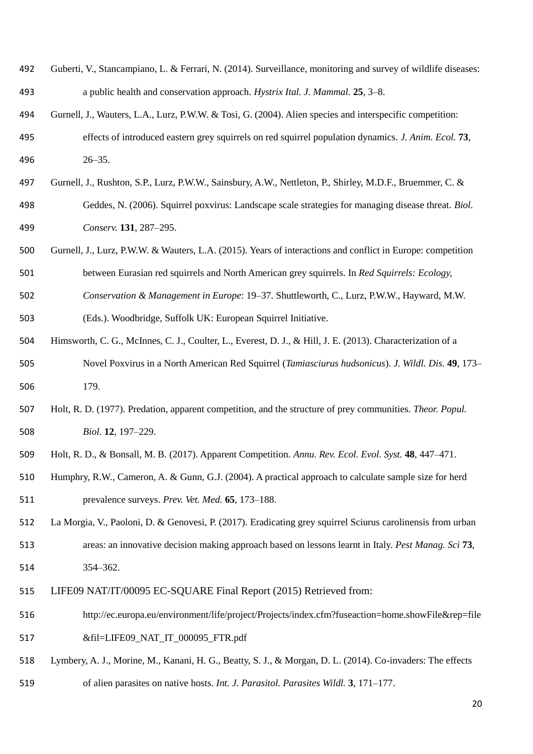Guberti, V., Stancampiano, L. & Ferrari, N. (2014). Surveillance, monitoring and survey of wildlife diseases: a public health and conservation approach. *Hystrix Ital. J. Mammal.* **25**, 3–8.

Gurnell, J., Wauters, L.A., Lurz, P.W.W. & Tosi, G. (2004). Alien species and interspecific competition: effects of introduced eastern grey squirrels on red squirrel population dynamics. *J. Anim. Ecol.* **73**, 26–35.

Gurnell, J., Rushton, S.P., Lurz, P.W.W., Sainsbury, A.W., Nettleton, P., Shirley, M.D.F., Bruemmer, C. & Geddes, N. (2006). Squirrel poxvirus: Landscape scale strategies for managing disease threat. *Biol. Conserv.* **131**, 287–295.

Gurnell, J., Lurz, P.W.W. & Wauters, L.A. (2015). Years of interactions and conflict in Europe: competition between Eurasian red squirrels and North American grey squirrels. In *Red Squirrels: Ecology, Conservation & Management in Europe*: 19–37. Shuttleworth, C., Lurz, P.W.W., Hayward, M.W. (Eds.). Woodbridge, Suffolk UK: European Squirrel Initiative.

Himsworth, C. G., McInnes, C. J., Coulter, L., Everest, D. J., & Hill, J. E. (2013). Characterization of a Novel Poxvirus in a North American Red Squirrel (*Tamiasciurus hudsonicus*). *J. Wildl. Dis.* **49**, 173–179.

Holt, R. D. (1977). Predation, apparent competition, and the structure of prey communities. *Theor. Popul. Biol.* **12**, 197–229.

Holt, R. D., & Bonsall, M. B. (2017). Apparent Competition. *Annu. Rev. Ecol. Evol. Syst.* **48**, 447–471.

Humphry, R.W., Cameron, A. & Gunn, G.J. (2004). A practical approach to calculate sample size for herd prevalence surveys. *Prev. Vet. Med.* **65**, 173–188.

La Morgia, V., Paoloni, D. & Genovesi, P. (2017). Eradicating grey squirrel Sciurus carolinensis from urban areas: an innovative decision making approach based on lessons learnt in Italy. *Pest Manag. Sci* **73**, 354–362.

LIFE09 NAT/IT/00095 EC-SQUARE Final Report (2015) Retrieved from: http://ec.europa.eu/environment/life/project/Projects/index.cfm?fuseaction=home.showFile&rep=file&fil=LIFE09_NAT_IT_000095_FTR.pdf

Lymbery, A. J., Morine, M., Kanani, H. G., Beatty, S. J., & Morgan, D. L. (2014). Co-invaders: The effects of alien parasites on native hosts. *Int. J. Parasitol. Parasites Wildl.* **3**, 171–177.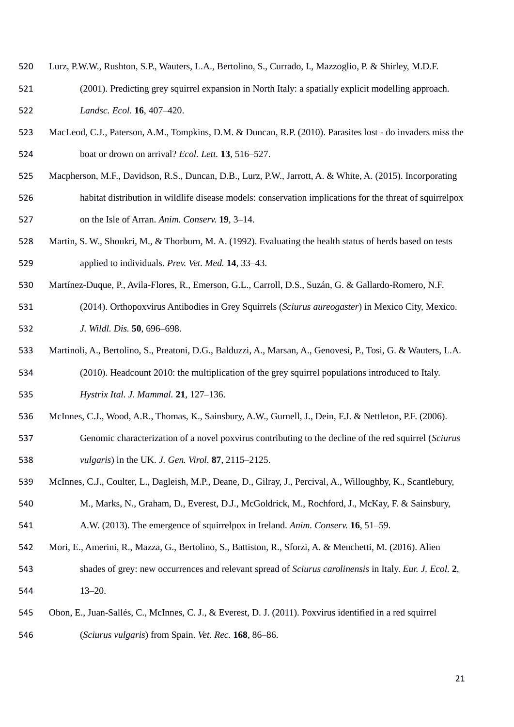Lurz, P.W.W., Rushton, S.P., Wauters, L.A., Bertolino, S., Currado, I., Mazzoglio, P. & Shirley, M.D.F. (2001). Predicting grey squirrel expansion in North Italy: a spatially explicit modelling approach. *Landsc. Ecol.* **16**, 407–420.

MacLeod, C.J., Paterson, A.M., Tompkins, D.M. & Duncan, R.P. (2010). Parasites lost - do invaders miss the boat or drown on arrival? *Ecol. Lett.* **13**, 516–527.

Macpherson, M.F., Davidson, R.S., Duncan, D.B., Lurz, P.W., Jarrott, A. & White, A. (2015). Incorporating habitat distribution in wildlife disease models: conservation implications for the threat of squirrelpox on the Isle of Arran. *Anim. Conserv.* **19**, 3–14.

Martin, S. W., Shoukri, M., & Thorburn, M. A. (1992). Evaluating the health status of herds based on tests applied to individuals. *Prev. Vet. Med.* **14**, 33–43.

Martínez-Duque, P., Avila-Flores, R., Emerson, G.L., Carroll, D.S., Suzán, G. & Gallardo-Romero, N.F. (2014). Orthopoxvirus Antibodies in Grey Squirrels (*Sciurus aureogaster*) in Mexico City, Mexico. *J. Wildl. Dis.* **50**, 696–698.

Martinoli, A., Bertolino, S., Preatoni, D.G., Balduzzi, A., Marsan, A., Genovesi, P., Tosi, G. & Wauters, L.A. (2010). Headcount 2010: the multiplication of the grey squirrel populations introduced to Italy. *Hystrix Ital. J. Mammal.* **21**, 127–136.

McInnes, C.J., Wood, A.R., Thomas, K., Sainsbury, A.W., Gurnell, J., Dein, F.J. & Nettleton, P.F. (2006). Genomic characterization of a novel poxvirus contributing to the decline of the red squirrel (*Sciurus vulgaris*) in the UK. *J. Gen. Virol.* **87**, 2115–2125.

McInnes, C.J., Coulter, L., Dagleish, M.P., Deane, D., Gilray, J., Percival, A., Willoughby, K., Scantlebury, M., Marks, N., Graham, D., Everest, D.J., McGoldrick, M., Rochford, J., McKay, F. & Sainsbury, A.W. (2013). The emergence of squirrelpox in Ireland. *Anim. Conserv.* **16**, 51–59.

Mori, E., Amerini, R., Mazza, G., Bertolino, S., Battiston, R., Sforzi, A. & Menchetti, M. (2016). Alien shades of grey: new occurrences and relevant spread of *Sciurus carolinensis* in Italy. *Eur. J. Ecol.* **2**, 13–20.

Obon, E., Juan-Sallés, C., McInnes, C. J., & Everest, D. J. (2011). Poxvirus identified in a red squirrel (*Sciurus vulgaris*) from Spain. *Vet. Rec.* **168**, 86–86.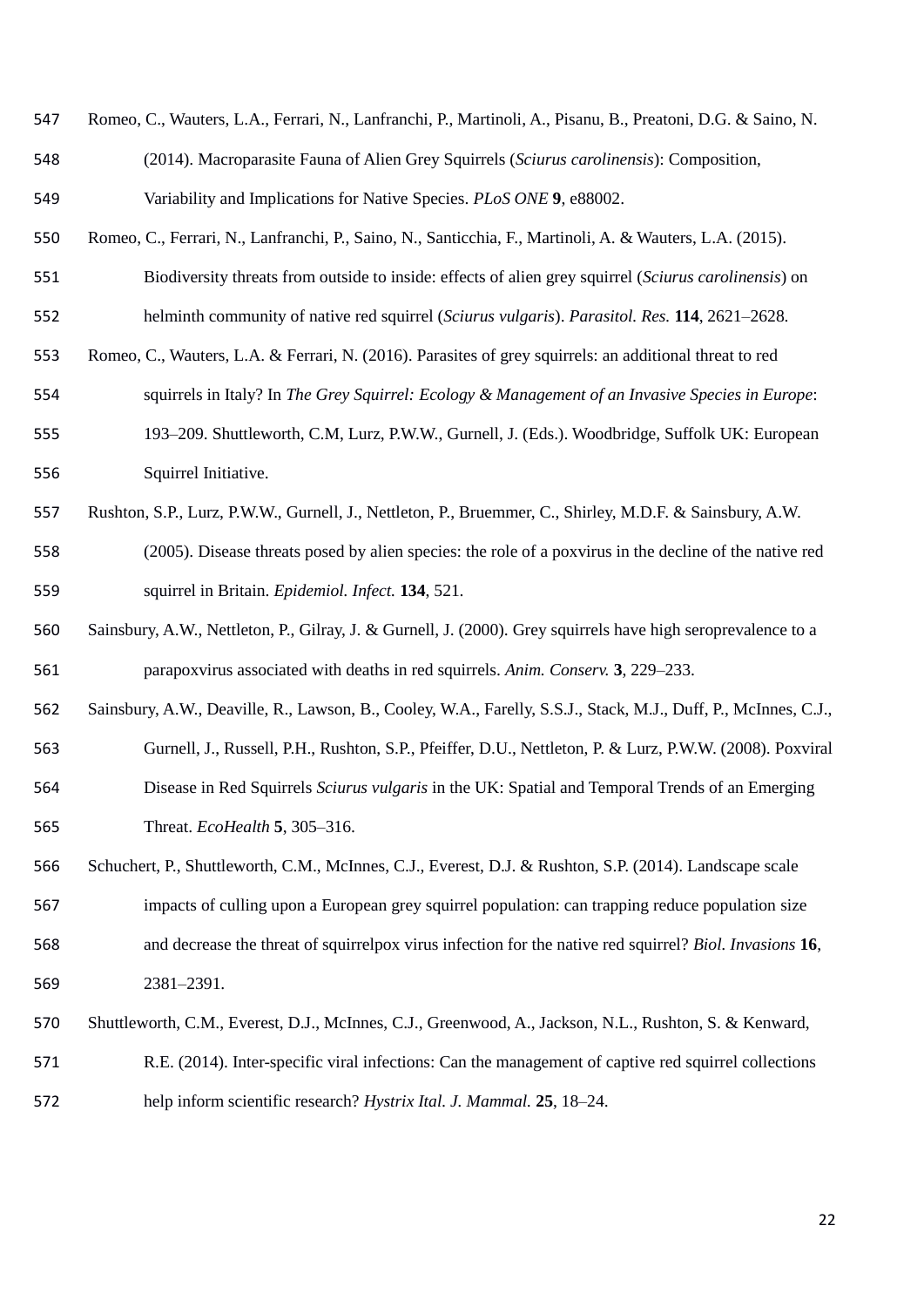Romeo, C., Wauters, L.A., Ferrari, N., Lanfranchi, P., Martinoli, A., Pisanu, B., Preatoni, D.G. & Saino, N. (2014). Macroparasite Fauna of Alien Grey Squirrels (*Sciurus carolinensis*): Composition, Variability and Implications for Native Species. *PLoS ONE* **9**, e88002.

Romeo, C., Ferrari, N., Lanfranchi, P., Saino, N., Santicchia, F., Martinoli, A. & Wauters, L.A. (2015). Biodiversity threats from outside to inside: effects of alien grey squirrel (*Sciurus carolinensis*) on helminth community of native red squirrel (*Sciurus vulgaris*). *Parasitol. Res.* **114**, 2621–2628.

Romeo, C., Wauters, L.A. & Ferrari, N. (2016). Parasites of grey squirrels: an additional threat to red squirrels in Italy? In *The Grey Squirrel: Ecology & Management of an Invasive Species in Europe*: 193–209. Shuttleworth, C.M, Lurz, P.W.W., Gurnell, J. (Eds.). Woodbridge, Suffolk UK: European Squirrel Initiative.

Rushton, S.P., Lurz, P.W.W., Gurnell, J., Nettleton, P., Bruemmer, C., Shirley, M.D.F. & Sainsbury, A.W. (2005). Disease threats posed by alien species: the role of a poxvirus in the decline of the native red squirrel in Britain. *Epidemiol. Infect.* **134**, 521.

Sainsbury, A.W., Nettleton, P., Gilray, J. & Gurnell, J. (2000). Grey squirrels have high seroprevalence to a parapoxvirus associated with deaths in red squirrels. *Anim. Conserv.* **3**, 229–233.

Sainsbury, A.W., Deaville, R., Lawson, B., Cooley, W.A., Farelly, S.S.J., Stack, M.J., Duff, P., McInnes, C.J., Gurnell, J., Russell, P.H., Rushton, S.P., Pfeiffer, D.U., Nettleton, P. & Lurz, P.W.W. (2008). Poxviral Disease in Red Squirrels *Sciurus vulgaris* in the UK: Spatial and Temporal Trends of an Emerging Threat. *EcoHealth* **5**, 305–316.

Schuchert, P., Shuttleworth, C.M., McInnes, C.J., Everest, D.J. & Rushton, S.P. (2014). Landscape scale impacts of culling upon a European grey squirrel population: can trapping reduce population size and decrease the threat of squirrelpox virus infection for the native red squirrel? *Biol. Invasions* **16**, 2381–2391.

Shuttleworth, C.M., Everest, D.J., McInnes, C.J., Greenwood, A., Jackson, N.L., Rushton, S. & Kenward, R.E. (2014). Inter-specific viral infections: Can the management of captive red squirrel collections help inform scientific research? *Hystrix Ital. J. Mammal.* **25**, 18–24.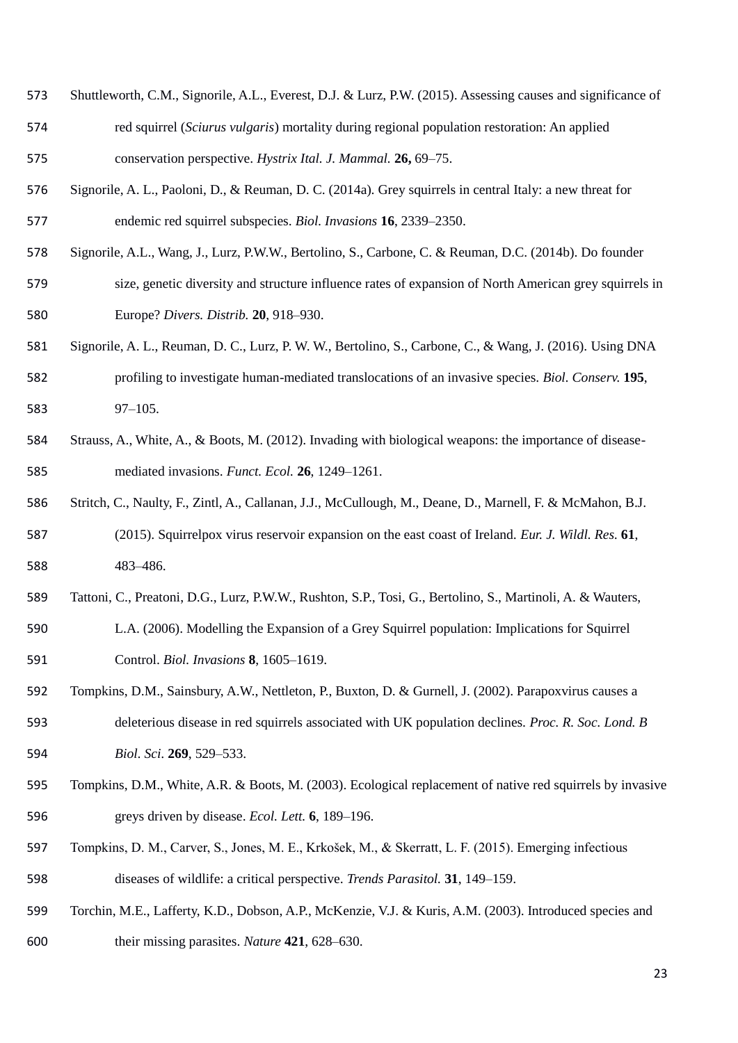Shuttleworth, C.M., Signorile, A.L., Everest, D.J. & Lurz, P.W. (2015). Assessing causes and significance of red squirrel (*Sciurus vulgaris*) mortality during regional population restoration: An applied conservation perspective. *Hystrix Ital. J. Mammal.* **26,** 69–75.

Signorile, A. L., Paoloni, D., & Reuman, D. C. (2014a). Grey squirrels in central Italy: a new threat for endemic red squirrel subspecies. *Biol. Invasions* **16**, 2339–2350.

Signorile, A.L., Wang, J., Lurz, P.W.W., Bertolino, S., Carbone, C. & Reuman, D.C. (2014b). Do founder size, genetic diversity and structure influence rates of expansion of North American grey squirrels in Europe? *Divers. Distrib.* **20**, 918–930.

Signorile, A. L., Reuman, D. C., Lurz, P. W. W., Bertolino, S., Carbone, C., & Wang, J. (2016). Using DNA profiling to investigate human-mediated translocations of an invasive species. *Biol. Conserv.* **195**, 97–105.

Strauss, A., White, A., & Boots, M. (2012). Invading with biological weapons: the importance of disease-mediated invasions. *Funct. Ecol.* **26**, 1249–1261.

Stritch, C., Naulty, F., Zintl, A., Callanan, J.J., McCullough, M., Deane, D., Marnell, F. & McMahon, B.J. (2015). Squirrelpox virus reservoir expansion on the east coast of Ireland. *Eur. J. Wildl. Res.* **61**, 483–486.

Tattoni, C., Preatoni, D.G., Lurz, P.W.W., Rushton, S.P., Tosi, G., Bertolino, S., Martinoli, A. & Wauters, L.A. (2006). Modelling the Expansion of a Grey Squirrel population: Implications for Squirrel Control. *Biol. Invasions* **8**, 1605–1619.

Tompkins, D.M., Sainsbury, A.W., Nettleton, P., Buxton, D. & Gurnell, J. (2002). Parapoxvirus causes a deleterious disease in red squirrels associated with UK population declines. *Proc. R. Soc. Lond. B Biol. Sci.* **269**, 529–533.

Tompkins, D.M., White, A.R. & Boots, M. (2003). Ecological replacement of native red squirrels by invasive greys driven by disease. *Ecol. Lett.* **6**, 189–196.

Tompkins, D. M., Carver, S., Jones, M. E., Krkošek, M., & Skerratt, L. F. (2015). Emerging infectious diseases of wildlife: a critical perspective. *Trends Parasitol.* **31**, 149–159.

Torchin, M.E., Lafferty, K.D., Dobson, A.P., McKenzie, V.J. & Kuris, A.M. (2003). Introduced species and their missing parasites. *Nature* **421**, 628–630.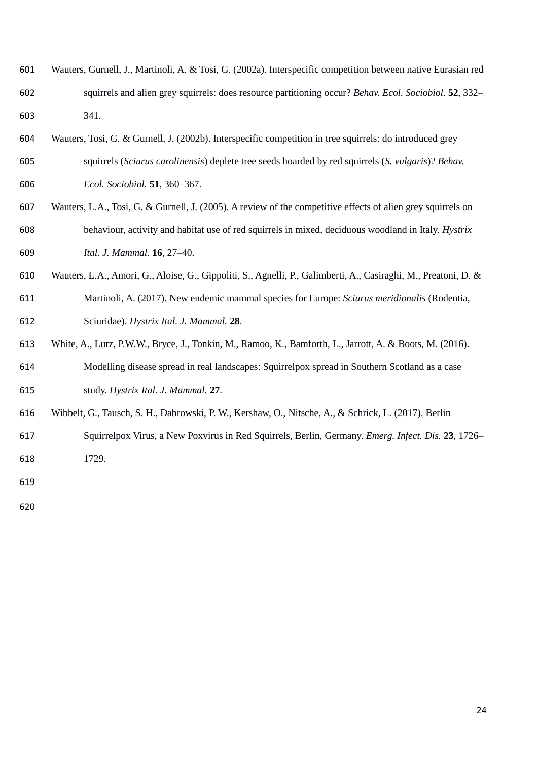Wauters, Gurnell, J., Martinoli, A. & Tosi, G. (2002a). Interspecific competition between native Eurasian red squirrels and alien grey squirrels: does resource partitioning occur? *Behav. Ecol. Sociobiol.* **52**, 332–341.

Wauters, Tosi, G. & Gurnell, J. (2002b). Interspecific competition in tree squirrels: do introduced grey squirrels (*Sciurus carolinensis*) deplete tree seeds hoarded by red squirrels (*S. vulgaris*)? *Behav. Ecol. Sociobiol.* **51**, 360–367.

Wauters, L.A., Tosi, G. & Gurnell, J. (2005). A review of the competitive effects of alien grey squirrels on behaviour, activity and habitat use of red squirrels in mixed, deciduous woodland in Italy. *Hystrix Ital. J. Mammal.* **16**, 27–40.

Wauters, L.A., Amori, G., Aloise, G., Gippoliti, S., Agnelli, P., Galimberti, A., Casiraghi, M., Preatoni, D. & Martinoli, A. (2017). New endemic mammal species for Europe: *Sciurus meridionalis* (Rodentia, Sciuridae). *Hystrix Ital. J. Mammal.* **28**.

White, A., Lurz, P.W.W., Bryce, J., Tonkin, M., Ramoo, K., Bamforth, L., Jarrott, A. & Boots, M. (2016). Modelling disease spread in real landscapes: Squirrelpox spread in Southern Scotland as a case study. *Hystrix Ital. J. Mammal.* **27**.

Wibbelt, G., Tausch, S. H., Dabrowski, P. W., Kershaw, O., Nitsche, A., & Schrick, L. (2017). Berlin Squirrelpox Virus, a New Poxvirus in Red Squirrels, Berlin, Germany. *Emerg. Infect. Dis.* **23**, 1726–1729.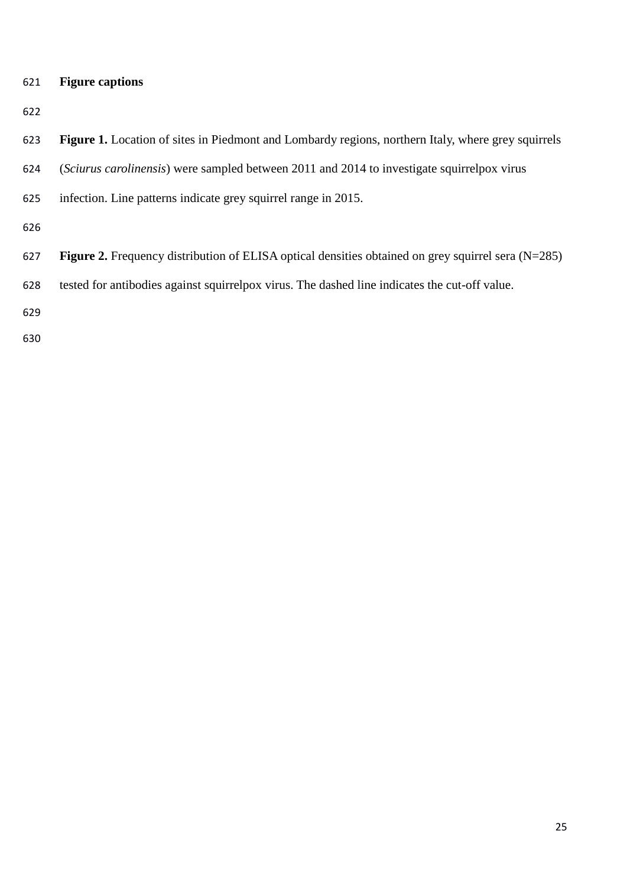## Figure captions

**Figure 1.** Location of sites in Piedmont and Lombardy regions, northern Italy, where grey squirrels (*Sciurus carolinensis*) were sampled between 2011 and 2014 to investigate squirrelpox virus infection. Line patterns indicate grey squirrel range in 2015.

**Figure 2.** Frequency distribution of ELISA optical densities obtained on grey squirrel sera (N=285) tested for antibodies against squirrelpox virus. The dashed line indicates the cut-off value.